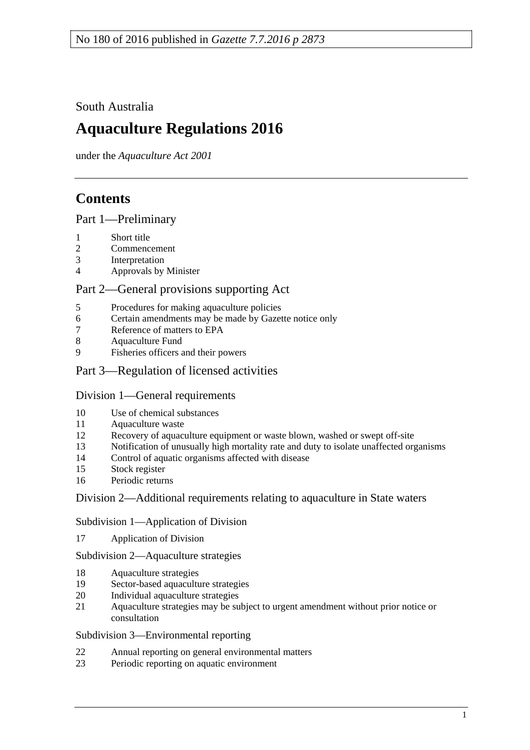No 180 of 2016 published in *Gazette 7.7.2016 p 2873*

South Australia

# Aquaculture Regulations 2016

under the *Aquaculture Act 2001*

## Contents

### Part 1—Preliminary

1 Short title
2 Commencement
3 Interpretation
4 Approvals by Minister

### Part 2—General provisions supporting Act

5 Procedures for making aquaculture policies
6 Certain amendments may be made by Gazette notice only
7 Reference of matters to EPA
8 Aquaculture Fund
9 Fisheries officers and their powers

### Part 3—Regulation of licensed activities

#### Division 1—General requirements

10 Use of chemical substances
11 Aquaculture waste
12 Recovery of aquaculture equipment or waste blown, washed or swept off-site
13 Notification of unusually high mortality rate and duty to isolate unaffected organisms
14 Control of aquatic organisms affected with disease
15 Stock register
16 Periodic returns

#### Division 2—Additional requirements relating to aquaculture in State waters

##### Subdivision 1—Application of Division

17 Application of Division

##### Subdivision 2—Aquaculture strategies

18 Aquaculture strategies
19 Sector-based aquaculture strategies
20 Individual aquaculture strategies
21 Aquaculture strategies may be subject to urgent amendment without prior notice or consultation

##### Subdivision 3—Environmental reporting

22 Annual reporting on general environmental matters
23 Periodic reporting on aquatic environment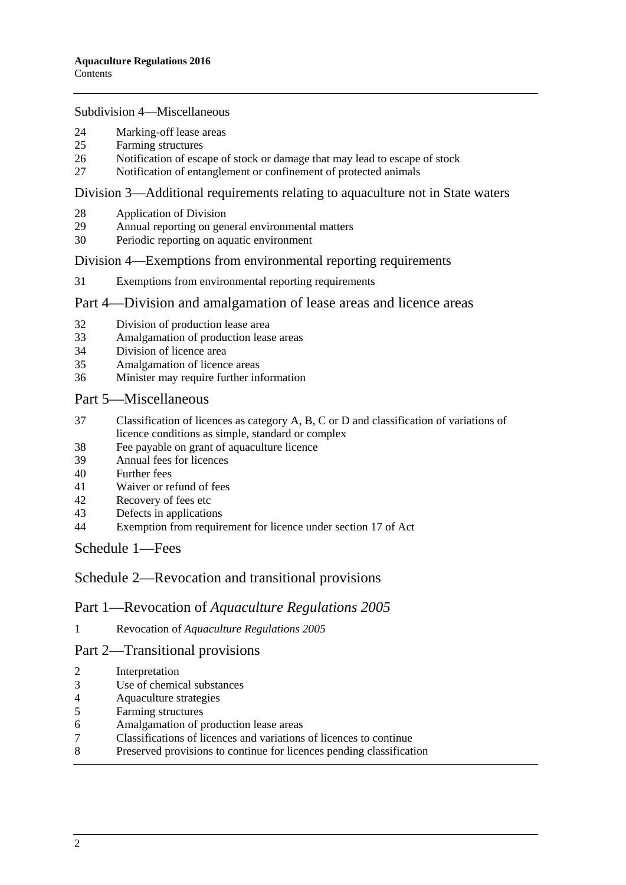Subdivision 4—Miscellaneous

24 Marking-off lease areas
25 Farming structures
26 Notification of escape of stock or damage that may lead to escape of stock
27 Notification of entanglement or confinement of protected animals

## Division 3—Additional requirements relating to aquaculture not in State waters

28 Application of Division
29 Annual reporting on general environmental matters
30 Periodic reporting on aquatic environment

## Division 4—Exemptions from environmental reporting requirements

31 Exemptions from environmental reporting requirements

## Part 4—Division and amalgamation of lease areas and licence areas

32 Division of production lease area
33 Amalgamation of production lease areas
34 Division of licence area
35 Amalgamation of licence areas
36 Minister may require further information

## Part 5—Miscellaneous

37 Classification of licences as category A, B, C or D and classification of variations of licence conditions as simple, standard or complex
38 Fee payable on grant of aquaculture licence
39 Annual fees for licences
40 Further fees
41 Waiver or refund of fees
42 Recovery of fees etc
43 Defects in applications
44 Exemption from requirement for licence under section 17 of Act

## Schedule 1—Fees

## Schedule 2—Revocation and transitional provisions

## Part 1—Revocation of *Aquaculture Regulations 2005*

1 Revocation of *Aquaculture Regulations 2005*

## Part 2—Transitional provisions

2 Interpretation
3 Use of chemical substances
4 Aquaculture strategies
5 Farming structures
6 Amalgamation of production lease areas
7 Classifications of licences and variations of licences to continue
8 Preserved provisions to continue for licences pending classification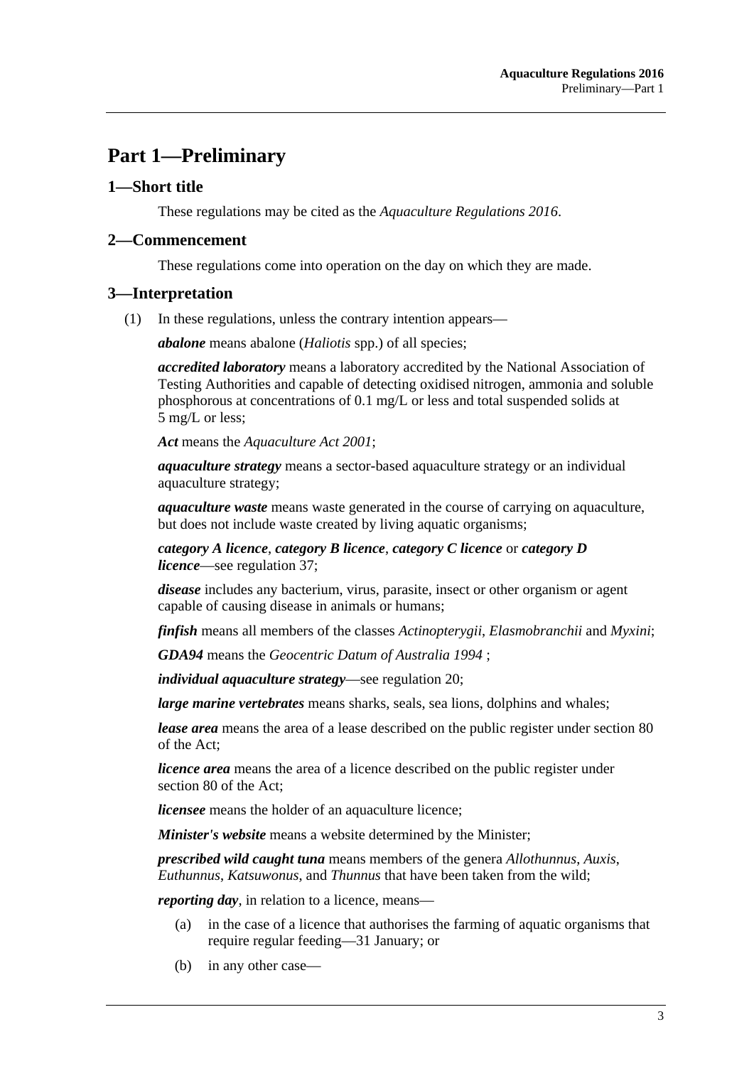# Part 1—Preliminary

## 1—Short title

These regulations may be cited as the *Aquaculture Regulations 2016*.

## 2—Commencement

These regulations come into operation on the day on which they are made.

## 3—Interpretation

(1) In these regulations, unless the contrary intention appears—

***abalone*** means abalone (*Haliotis* spp.) of all species;

***accredited laboratory*** means a laboratory accredited by the National Association of Testing Authorities and capable of detecting oxidised nitrogen, ammonia and soluble phosphorous at concentrations of 0.1 mg/L or less and total suspended solids at 5 mg/L or less;

***Act*** means the *Aquaculture Act 2001*;

***aquaculture strategy*** means a sector-based aquaculture strategy or an individual aquaculture strategy;

***aquaculture waste*** means waste generated in the course of carrying on aquaculture, but does not include waste created by living aquatic organisms;

***category A licence***, ***category B licence***, ***category C licence*** or ***category D licence***—see regulation 37;

***disease*** includes any bacterium, virus, parasite, insect or other organism or agent capable of causing disease in animals or humans;

***finfish*** means all members of the classes *Actinopterygii*, *Elasmobranchii* and *Myxini*;

***GDA94*** means the *Geocentric Datum of Australia 1994* ;

***individual aquaculture strategy***—see regulation 20;

***large marine vertebrates*** means sharks, seals, sea lions, dolphins and whales;

***lease area*** means the area of a lease described on the public register under section 80 of the Act;

***licence area*** means the area of a licence described on the public register under section 80 of the Act;

***licensee*** means the holder of an aquaculture licence;

***Minister's website*** means a website determined by the Minister;

***prescribed wild caught tuna*** means members of the genera *Allothunnus*, *Auxis*, *Euthunnus*, *Katsuwonus*, and *Thunnus* that have been taken from the wild;

***reporting day***, in relation to a licence, means—

(a) in the case of a licence that authorises the farming of aquatic organisms that require regular feeding—31 January; or

(b) in any other case—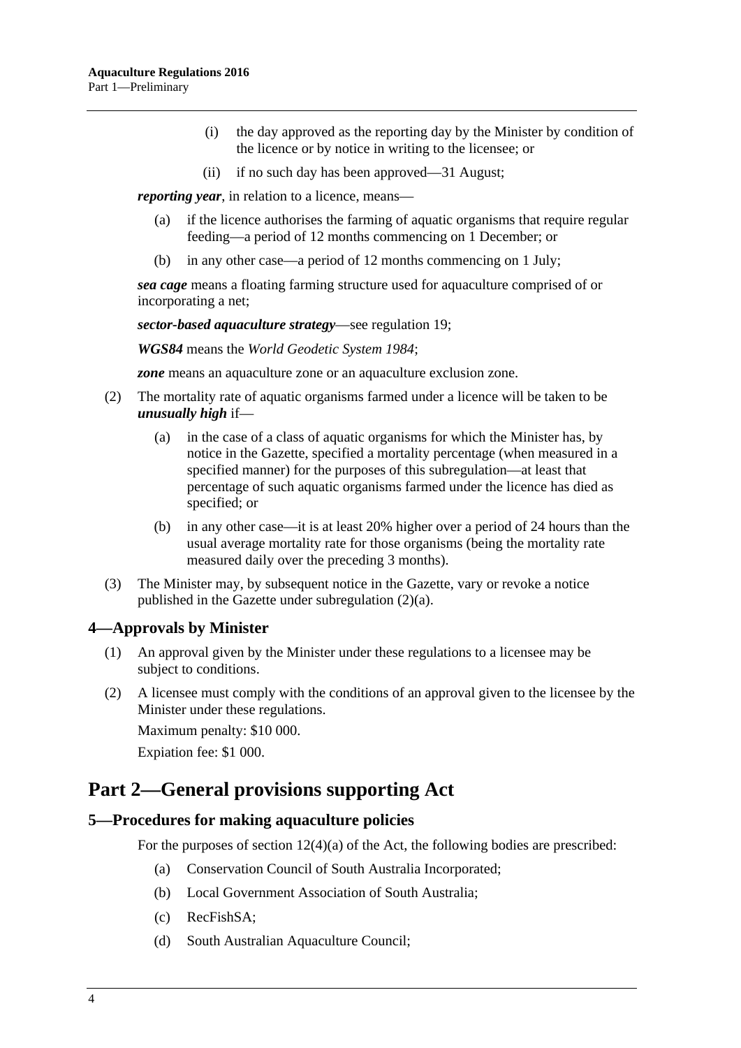(i) the day approved as the reporting day by the Minister by condition of the licence or by notice in writing to the licensee; or

(ii) if no such day has been approved—31 August;

***reporting year***, in relation to a licence, means—

(a) if the licence authorises the farming of aquatic organisms that require regular feeding—a period of 12 months commencing on 1 December; or

(b) in any other case—a period of 12 months commencing on 1 July;

***sea cage*** means a floating farming structure used for aquaculture comprised of or incorporating a net;

***sector-based aquaculture strategy***—see regulation 19;

***WGS84*** means the *World Geodetic System 1984*;

***zone*** means an aquaculture zone or an aquaculture exclusion zone.

(2) The mortality rate of aquatic organisms farmed under a licence will be taken to be ***unusually high*** if—

(a) in the case of a class of aquatic organisms for which the Minister has, by notice in the Gazette, specified a mortality percentage (when measured in a specified manner) for the purposes of this subregulation—at least that percentage of such aquatic organisms farmed under the licence has died as specified; or

(b) in any other case—it is at least 20% higher over a period of 24 hours than the usual average mortality rate for those organisms (being the mortality rate measured daily over the preceding 3 months).

(3) The Minister may, by subsequent notice in the Gazette, vary or revoke a notice published in the Gazette under subregulation (2)(a).

### 4—Approvals by Minister

(1) An approval given by the Minister under these regulations to a licensee may be subject to conditions.

(2) A licensee must comply with the conditions of an approval given to the licensee by the Minister under these regulations.

Maximum penalty: $10 000.

Expiation fee: $1 000.

## Part 2—General provisions supporting Act

### 5—Procedures for making aquaculture policies

For the purposes of section 12(4)(a) of the Act, the following bodies are prescribed:

(a) Conservation Council of South Australia Incorporated;

(b) Local Government Association of South Australia;

(c) RecFishSA;

(d) South Australian Aquaculture Council;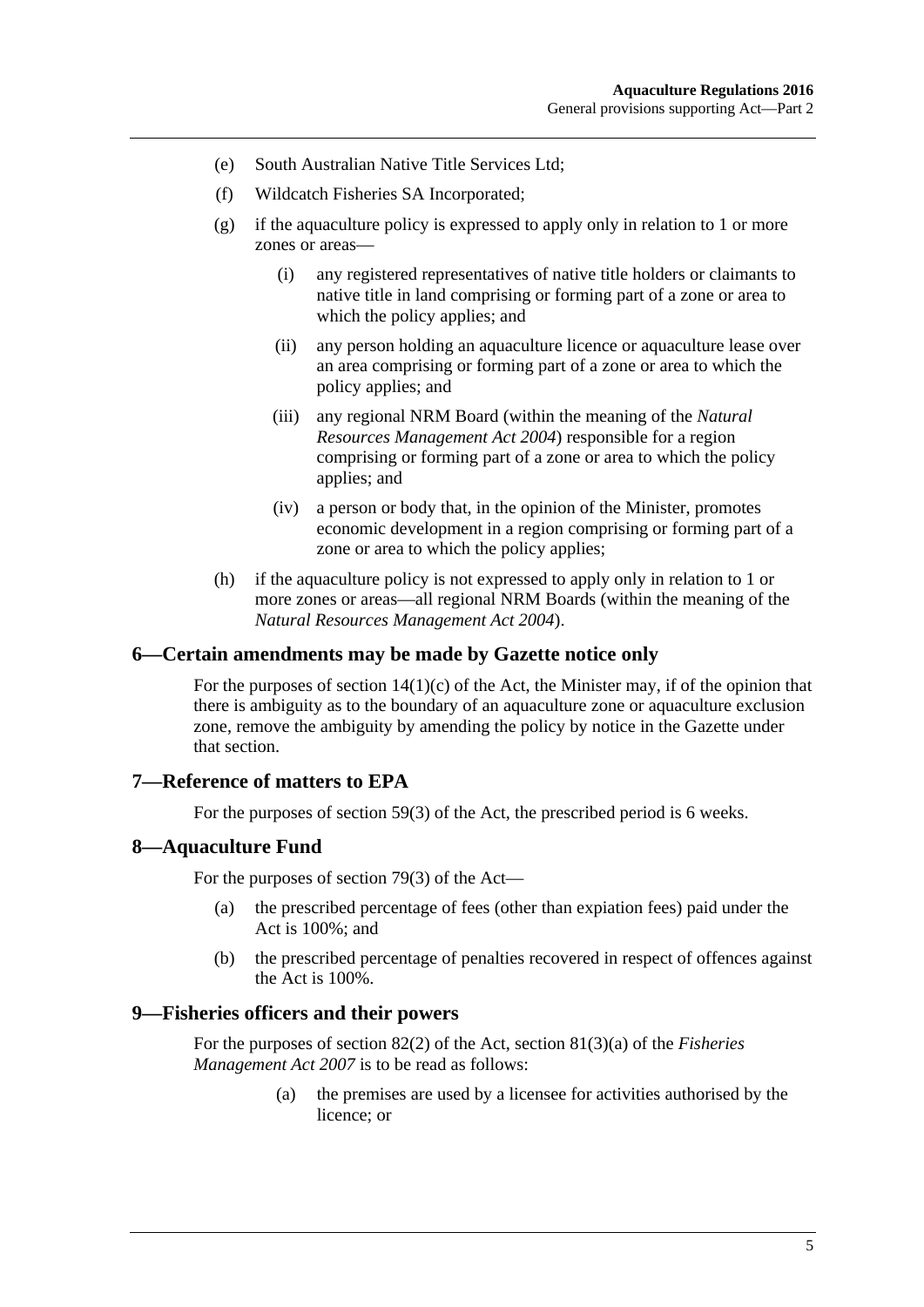(e) South Australian Native Title Services Ltd;

(f) Wildcatch Fisheries SA Incorporated;

(g) if the aquaculture policy is expressed to apply only in relation to 1 or more zones or areas—

(i) any registered representatives of native title holders or claimants to native title in land comprising or forming part of a zone or area to which the policy applies; and

(ii) any person holding an aquaculture licence or aquaculture lease over an area comprising or forming part of a zone or area to which the policy applies; and

(iii) any regional NRM Board (within the meaning of the *Natural Resources Management Act 2004*) responsible for a region comprising or forming part of a zone or area to which the policy applies; and

(iv) a person or body that, in the opinion of the Minister, promotes economic development in a region comprising or forming part of a zone or area to which the policy applies;

(h) if the aquaculture policy is not expressed to apply only in relation to 1 or more zones or areas—all regional NRM Boards (within the meaning of the *Natural Resources Management Act 2004*).

## 6—Certain amendments may be made by Gazette notice only

For the purposes of section 14(1)(c) of the Act, the Minister may, if of the opinion that there is ambiguity as to the boundary of an aquaculture zone or aquaculture exclusion zone, remove the ambiguity by amending the policy by notice in the Gazette under that section.

## 7—Reference of matters to EPA

For the purposes of section 59(3) of the Act, the prescribed period is 6 weeks.

## 8—Aquaculture Fund

For the purposes of section 79(3) of the Act—

(a) the prescribed percentage of fees (other than expiation fees) paid under the Act is 100%; and

(b) the prescribed percentage of penalties recovered in respect of offences against the Act is 100%.

## 9—Fisheries officers and their powers

For the purposes of section 82(2) of the Act, section 81(3)(a) of the *Fisheries Management Act 2007* is to be read as follows:

> (a) the premises are used by a licensee for activities authorised by the licence; or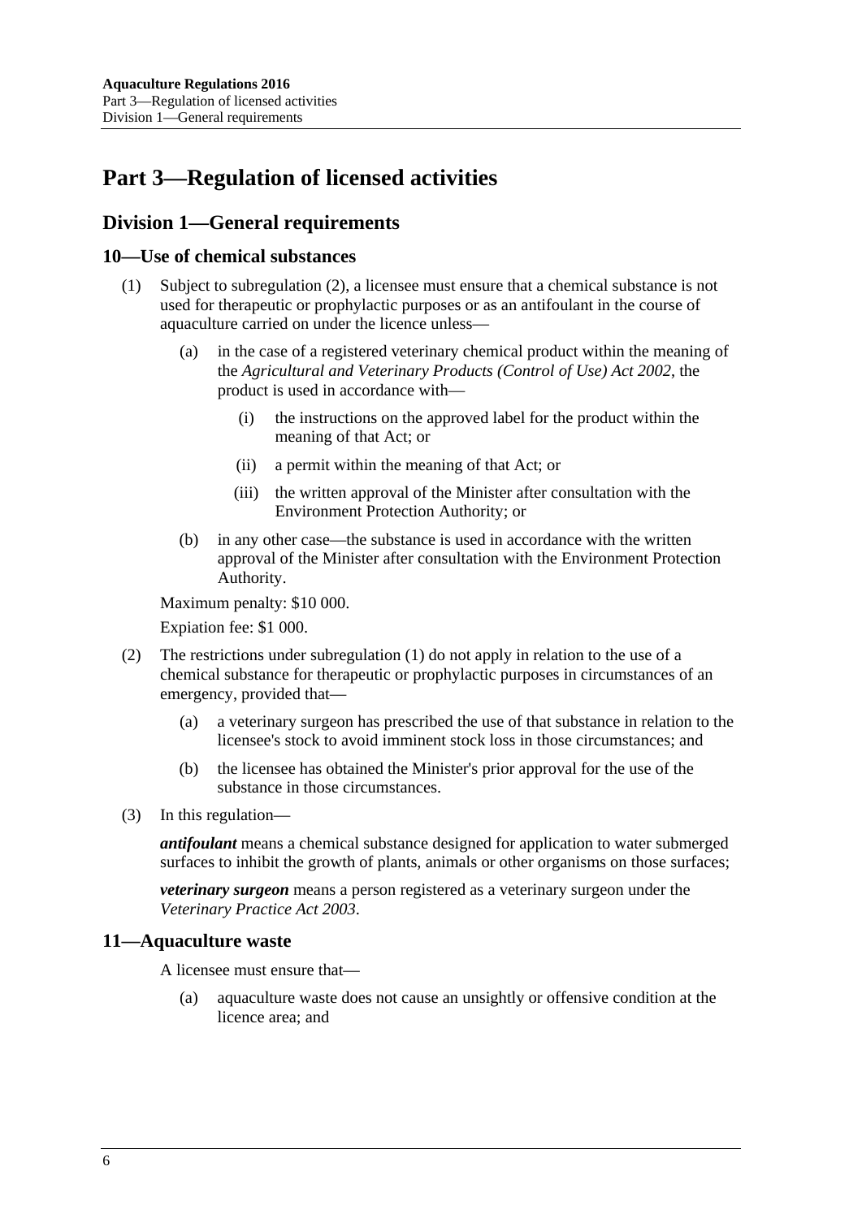# Part 3—Regulation of licensed activities

## Division 1—General requirements

### 10—Use of chemical substances

(1) Subject to subregulation (2), a licensee must ensure that a chemical substance is not used for therapeutic or prophylactic purposes or as an antifoulant in the course of aquaculture carried on under the licence unless—

(a) in the case of a registered veterinary chemical product within the meaning of the *Agricultural and Veterinary Products (Control of Use) Act 2002*, the product is used in accordance with—

(i) the instructions on the approved label for the product within the meaning of that Act; or

(ii) a permit within the meaning of that Act; or

(iii) the written approval of the Minister after consultation with the Environment Protection Authority; or

(b) in any other case—the substance is used in accordance with the written approval of the Minister after consultation with the Environment Protection Authority.

Maximum penalty: $10 000.

Expiation fee: $1 000.

(2) The restrictions under subregulation (1) do not apply in relation to the use of a chemical substance for therapeutic or prophylactic purposes in circumstances of an emergency, provided that—

(a) a veterinary surgeon has prescribed the use of that substance in relation to the licensee's stock to avoid imminent stock loss in those circumstances; and

(b) the licensee has obtained the Minister's prior approval for the use of the substance in those circumstances.

(3) In this regulation—

***antifoulant*** means a chemical substance designed for application to water submerged surfaces to inhibit the growth of plants, animals or other organisms on those surfaces;

***veterinary surgeon*** means a person registered as a veterinary surgeon under the *Veterinary Practice Act 2003*.

### 11—Aquaculture waste

A licensee must ensure that—

(a) aquaculture waste does not cause an unsightly or offensive condition at the licence area; and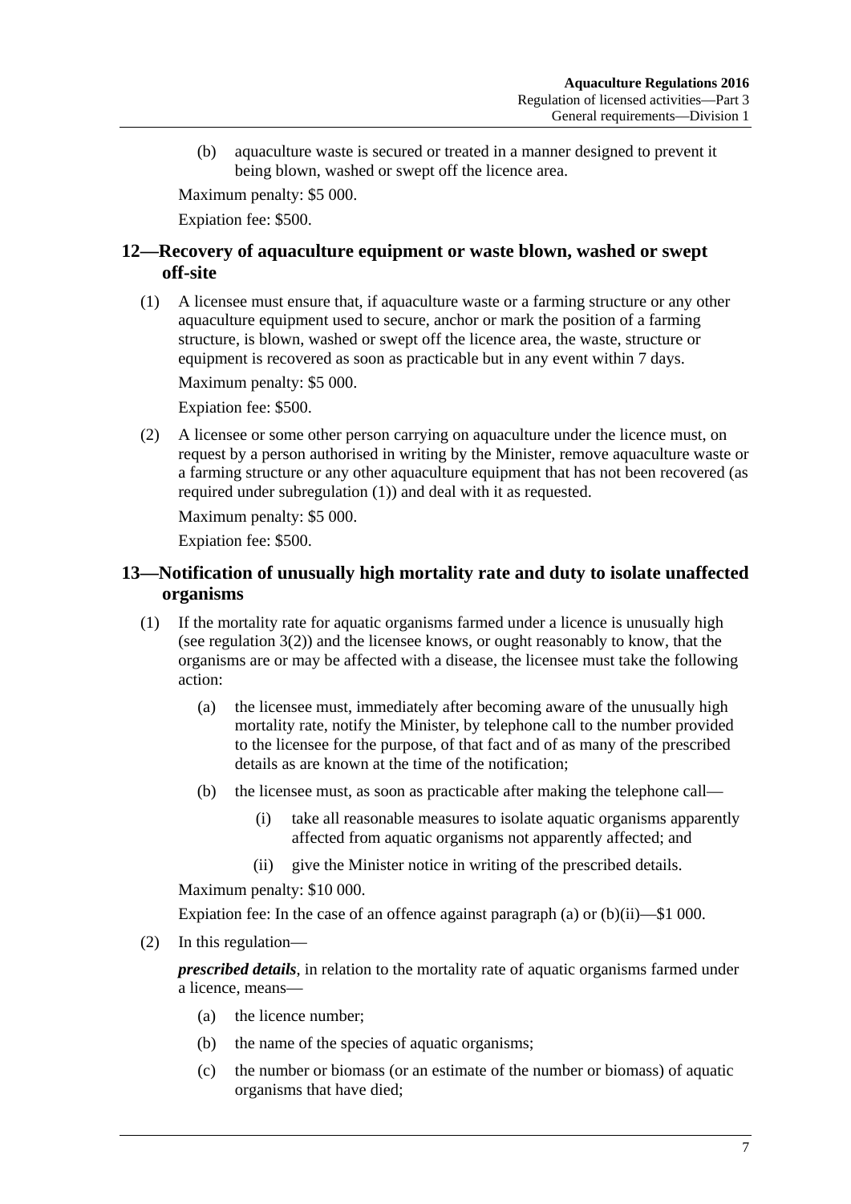(b) aquaculture waste is secured or treated in a manner designed to prevent it being blown, washed or swept off the licence area.

Maximum penalty: $5 000.

Expiation fee: $500.

## 12—Recovery of aquaculture equipment or waste blown, washed or swept off-site

(1) A licensee must ensure that, if aquaculture waste or a farming structure or any other aquaculture equipment used to secure, anchor or mark the position of a farming structure, is blown, washed or swept off the licence area, the waste, structure or equipment is recovered as soon as practicable but in any event within 7 days.

Maximum penalty: $5 000.

Expiation fee: $500.

(2) A licensee or some other person carrying on aquaculture under the licence must, on request by a person authorised in writing by the Minister, remove aquaculture waste or a farming structure or any other aquaculture equipment that has not been recovered (as required under subregulation (1)) and deal with it as requested.

Maximum penalty: $5 000.

Expiation fee: $500.

## 13—Notification of unusually high mortality rate and duty to isolate unaffected organisms

(1) If the mortality rate for aquatic organisms farmed under a licence is unusually high (see regulation 3(2)) and the licensee knows, or ought reasonably to know, that the organisms are or may be affected with a disease, the licensee must take the following action:

- (a) the licensee must, immediately after becoming aware of the unusually high mortality rate, notify the Minister, by telephone call to the number provided to the licensee for the purpose, of that fact and of as many of the prescribed details as are known at the time of the notification;
- (b) the licensee must, as soon as practicable after making the telephone call—
  - (i) take all reasonable measures to isolate aquatic organisms apparently affected from aquatic organisms not apparently affected; and
  - (ii) give the Minister notice in writing of the prescribed details.

Maximum penalty: $10 000.

Expiation fee: In the case of an offence against paragraph (a) or (b)(ii)—$1 000.

(2) In this regulation—

***prescribed details***, in relation to the mortality rate of aquatic organisms farmed under a licence, means—

- (a) the licence number;
- (b) the name of the species of aquatic organisms;
- (c) the number or biomass (or an estimate of the number or biomass) of aquatic organisms that have died;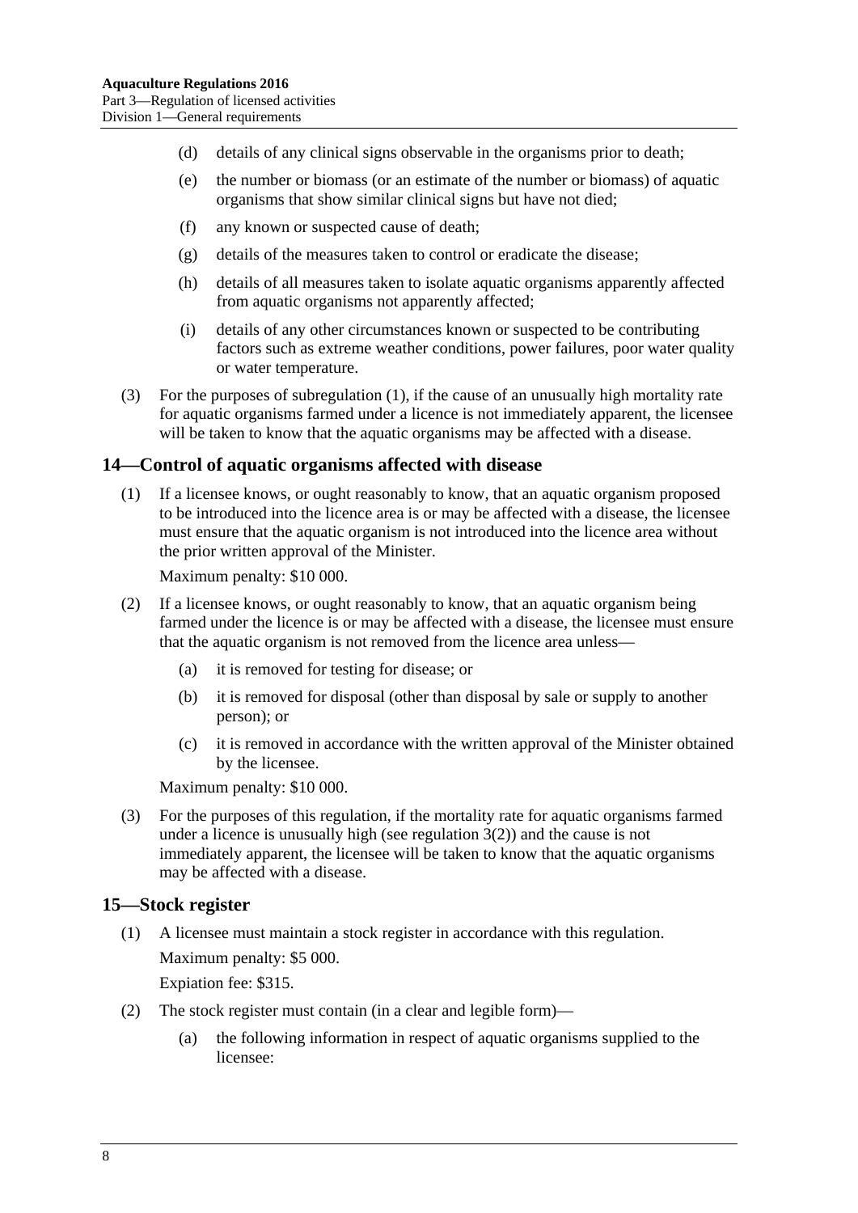(d) details of any clinical signs observable in the organisms prior to death;

(e) the number or biomass (or an estimate of the number or biomass) of aquatic organisms that show similar clinical signs but have not died;

(f) any known or suspected cause of death;

(g) details of the measures taken to control or eradicate the disease;

(h) details of all measures taken to isolate aquatic organisms apparently affected from aquatic organisms not apparently affected;

(i) details of any other circumstances known or suspected to be contributing factors such as extreme weather conditions, power failures, poor water quality or water temperature.

(3) For the purposes of subregulation (1), if the cause of an unusually high mortality rate for aquatic organisms farmed under a licence is not immediately apparent, the licensee will be taken to know that the aquatic organisms may be affected with a disease.

## 14—Control of aquatic organisms affected with disease

(1) If a licensee knows, or ought reasonably to know, that an aquatic organism proposed to be introduced into the licence area is or may be affected with a disease, the licensee must ensure that the aquatic organism is not introduced into the licence area without the prior written approval of the Minister.

Maximum penalty: $10 000.

(2) If a licensee knows, or ought reasonably to know, that an aquatic organism being farmed under the licence is or may be affected with a disease, the licensee must ensure that the aquatic organism is not removed from the licence area unless—

(a) it is removed for testing for disease; or

(b) it is removed for disposal (other than disposal by sale or supply to another person); or

(c) it is removed in accordance with the written approval of the Minister obtained by the licensee.

Maximum penalty: $10 000.

(3) For the purposes of this regulation, if the mortality rate for aquatic organisms farmed under a licence is unusually high (see regulation 3(2)) and the cause is not immediately apparent, the licensee will be taken to know that the aquatic organisms may be affected with a disease.

## 15—Stock register

(1) A licensee must maintain a stock register in accordance with this regulation.

Maximum penalty: $5 000.

Expiation fee: $315.

(2) The stock register must contain (in a clear and legible form)—

(a) the following information in respect of aquatic organisms supplied to the licensee: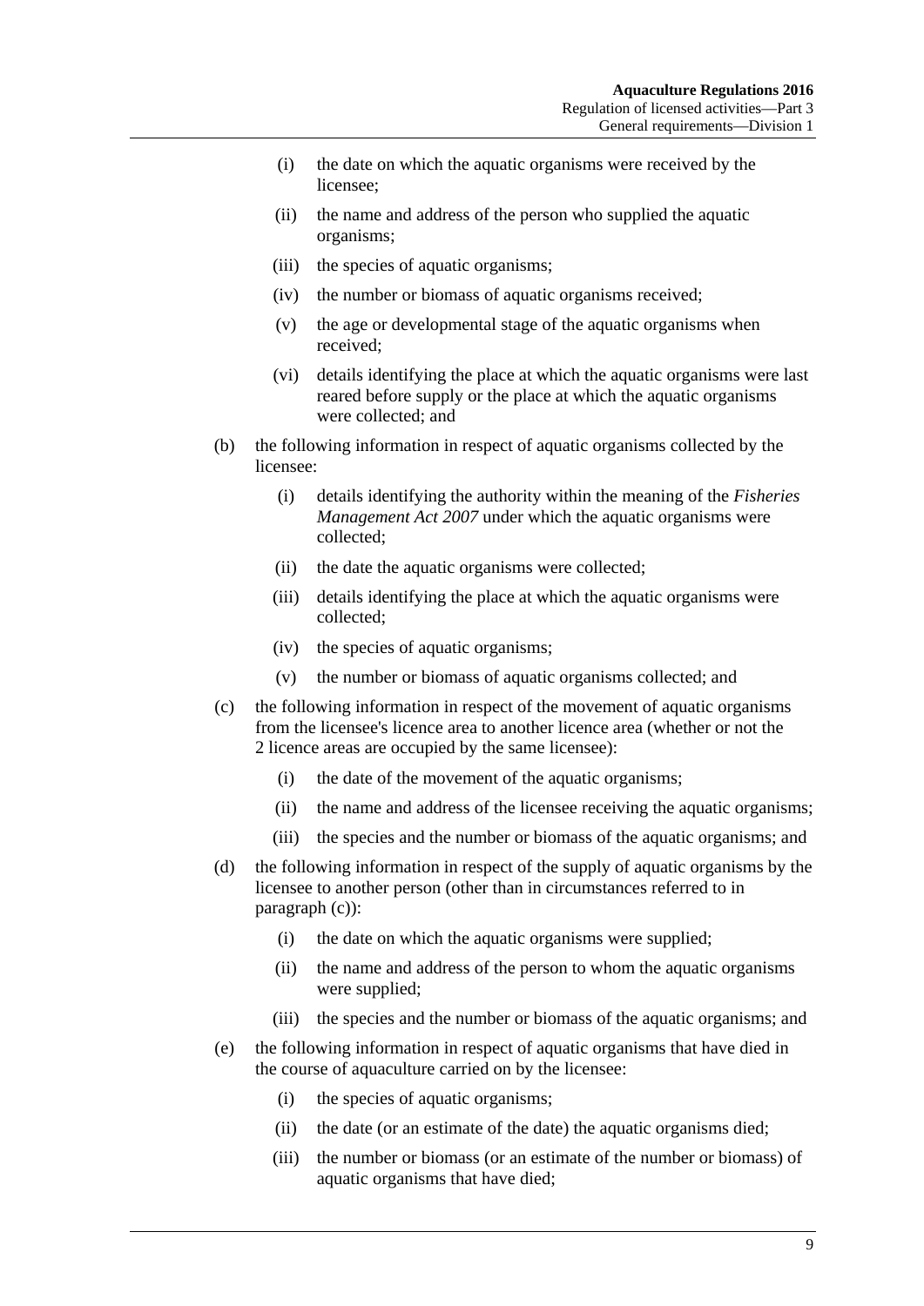(i) the date on which the aquatic organisms were received by the licensee;

(ii) the name and address of the person who supplied the aquatic organisms;

(iii) the species of aquatic organisms;

(iv) the number or biomass of aquatic organisms received;

(v) the age or developmental stage of the aquatic organisms when received;

(vi) details identifying the place at which the aquatic organisms were last reared before supply or the place at which the aquatic organisms were collected; and

(b) the following information in respect of aquatic organisms collected by the licensee:

(i) details identifying the authority within the meaning of the *Fisheries Management Act 2007* under which the aquatic organisms were collected;

(ii) the date the aquatic organisms were collected;

(iii) details identifying the place at which the aquatic organisms were collected;

(iv) the species of aquatic organisms;

(v) the number or biomass of aquatic organisms collected; and

(c) the following information in respect of the movement of aquatic organisms from the licensee's licence area to another licence area (whether or not the 2 licence areas are occupied by the same licensee):

(i) the date of the movement of the aquatic organisms;

(ii) the name and address of the licensee receiving the aquatic organisms;

(iii) the species and the number or biomass of the aquatic organisms; and

(d) the following information in respect of the supply of aquatic organisms by the licensee to another person (other than in circumstances referred to in paragraph (c)):

(i) the date on which the aquatic organisms were supplied;

(ii) the name and address of the person to whom the aquatic organisms were supplied;

(iii) the species and the number or biomass of the aquatic organisms; and

(e) the following information in respect of aquatic organisms that have died in the course of aquaculture carried on by the licensee:

(i) the species of aquatic organisms;

(ii) the date (or an estimate of the date) the aquatic organisms died;

(iii) the number or biomass (or an estimate of the number or biomass) of aquatic organisms that have died;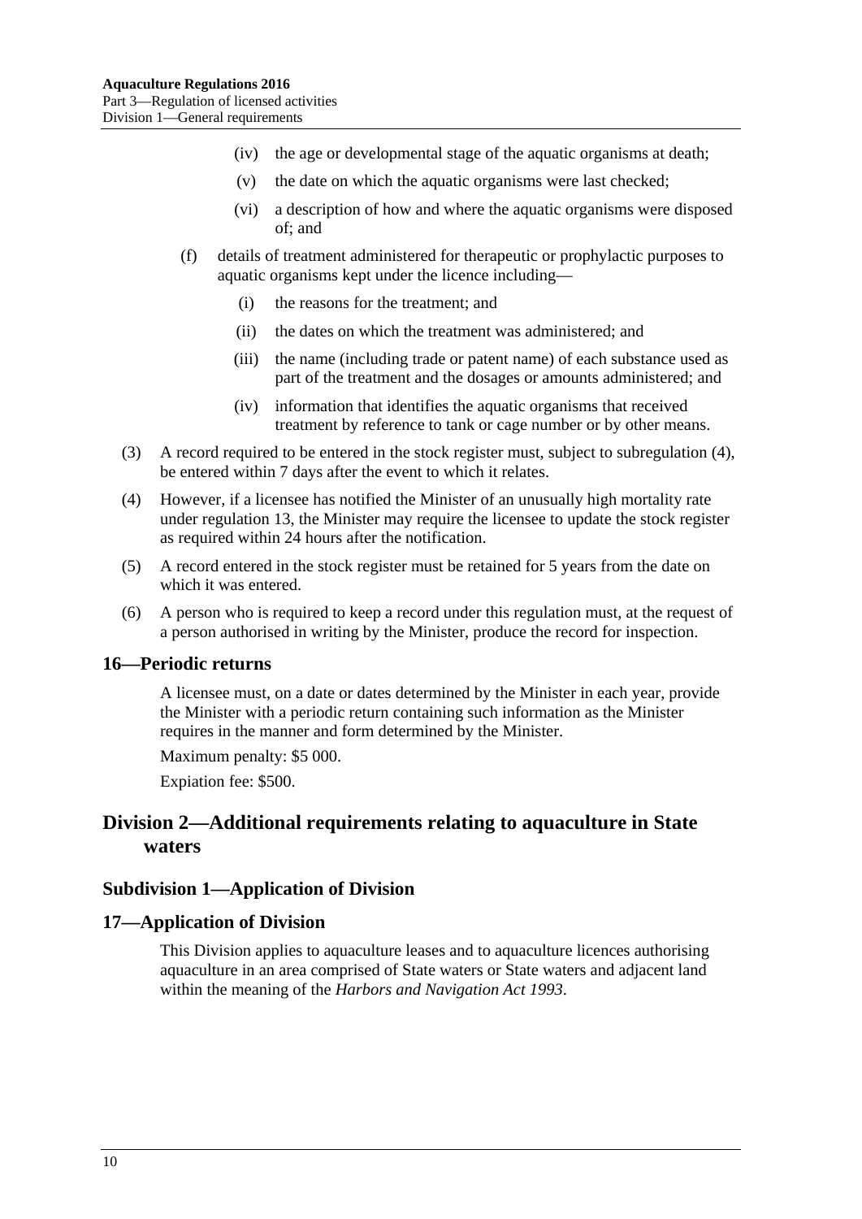(iv) the age or developmental stage of the aquatic organisms at death;

(v) the date on which the aquatic organisms were last checked;

(vi) a description of how and where the aquatic organisms were disposed of; and

(f) details of treatment administered for therapeutic or prophylactic purposes to aquatic organisms kept under the licence including—

(i) the reasons for the treatment; and

(ii) the dates on which the treatment was administered; and

(iii) the name (including trade or patent name) of each substance used as part of the treatment and the dosages or amounts administered; and

(iv) information that identifies the aquatic organisms that received treatment by reference to tank or cage number or by other means.

(3) A record required to be entered in the stock register must, subject to subregulation (4), be entered within 7 days after the event to which it relates.

(4) However, if a licensee has notified the Minister of an unusually high mortality rate under regulation 13, the Minister may require the licensee to update the stock register as required within 24 hours after the notification.

(5) A record entered in the stock register must be retained for 5 years from the date on which it was entered.

(6) A person who is required to keep a record under this regulation must, at the request of a person authorised in writing by the Minister, produce the record for inspection.

### 16—Periodic returns

A licensee must, on a date or dates determined by the Minister in each year, provide the Minister with a periodic return containing such information as the Minister requires in the manner and form determined by the Minister.

Maximum penalty: $5 000.

Expiation fee: $500.

## Division 2—Additional requirements relating to aquaculture in State waters

### Subdivision 1—Application of Division

### 17—Application of Division

This Division applies to aquaculture leases and to aquaculture licences authorising aquaculture in an area comprised of State waters or State waters and adjacent land within the meaning of the *Harbors and Navigation Act 1993*.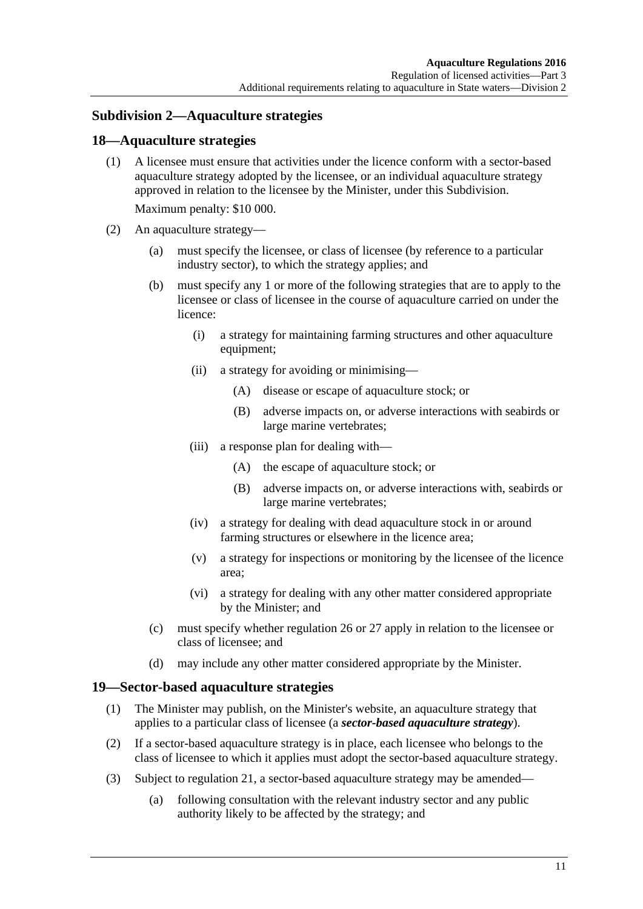## Subdivision 2—Aquaculture strategies

### 18—Aquaculture strategies

(1) A licensee must ensure that activities under the licence conform with a sector-based aquaculture strategy adopted by the licensee, or an individual aquaculture strategy approved in relation to the licensee by the Minister, under this Subdivision.

Maximum penalty: $10 000.

(2) An aquaculture strategy—

(a) must specify the licensee, or class of licensee (by reference to a particular industry sector), to which the strategy applies; and

(b) must specify any 1 or more of the following strategies that are to apply to the licensee or class of licensee in the course of aquaculture carried on under the licence:

(i) a strategy for maintaining farming structures and other aquaculture equipment;

(ii) a strategy for avoiding or minimising—

(A) disease or escape of aquaculture stock; or

(B) adverse impacts on, or adverse interactions with seabirds or large marine vertebrates;

(iii) a response plan for dealing with—

(A) the escape of aquaculture stock; or

(B) adverse impacts on, or adverse interactions with, seabirds or large marine vertebrates;

(iv) a strategy for dealing with dead aquaculture stock in or around farming structures or elsewhere in the licence area;

(v) a strategy for inspections or monitoring by the licensee of the licence area;

(vi) a strategy for dealing with any other matter considered appropriate by the Minister; and

(c) must specify whether regulation 26 or 27 apply in relation to the licensee or class of licensee; and

(d) may include any other matter considered appropriate by the Minister.

### 19—Sector-based aquaculture strategies

(1) The Minister may publish, on the Minister's website, an aquaculture strategy that applies to a particular class of licensee (a ***sector-based aquaculture strategy***).

(2) If a sector-based aquaculture strategy is in place, each licensee who belongs to the class of licensee to which it applies must adopt the sector-based aquaculture strategy.

(3) Subject to regulation 21, a sector-based aquaculture strategy may be amended—

(a) following consultation with the relevant industry sector and any public authority likely to be affected by the strategy; and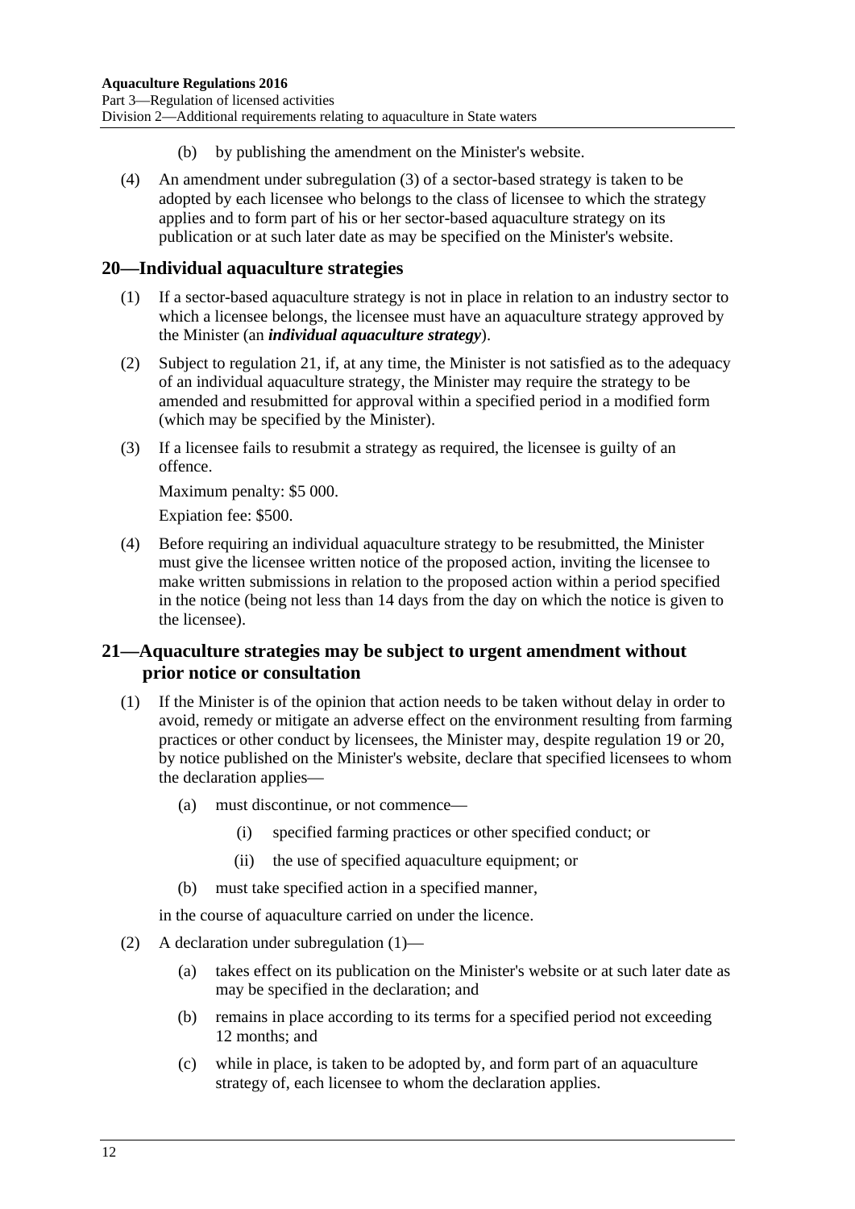(b) by publishing the amendment on the Minister's website.

(4) An amendment under subregulation (3) of a sector-based strategy is taken to be adopted by each licensee who belongs to the class of licensee to which the strategy applies and to form part of his or her sector-based aquaculture strategy on its publication or at such later date as may be specified on the Minister's website.

## 20—Individual aquaculture strategies

(1) If a sector-based aquaculture strategy is not in place in relation to an industry sector to which a licensee belongs, the licensee must have an aquaculture strategy approved by the Minister (an ***individual aquaculture strategy***).

(2) Subject to regulation 21, if, at any time, the Minister is not satisfied as to the adequacy of an individual aquaculture strategy, the Minister may require the strategy to be amended and resubmitted for approval within a specified period in a modified form (which may be specified by the Minister).

(3) If a licensee fails to resubmit a strategy as required, the licensee is guilty of an offence.

Maximum penalty: $5 000.

Expiation fee: $500.

(4) Before requiring an individual aquaculture strategy to be resubmitted, the Minister must give the licensee written notice of the proposed action, inviting the licensee to make written submissions in relation to the proposed action within a period specified in the notice (being not less than 14 days from the day on which the notice is given to the licensee).

## 21—Aquaculture strategies may be subject to urgent amendment without prior notice or consultation

(1) If the Minister is of the opinion that action needs to be taken without delay in order to avoid, remedy or mitigate an adverse effect on the environment resulting from farming practices or other conduct by licensees, the Minister may, despite regulation 19 or 20, by notice published on the Minister's website, declare that specified licensees to whom the declaration applies—

(a) must discontinue, or not commence—

(i) specified farming practices or other specified conduct; or

(ii) the use of specified aquaculture equipment; or

(b) must take specified action in a specified manner,

in the course of aquaculture carried on under the licence.

(2) A declaration under subregulation (1)—

(a) takes effect on its publication on the Minister's website or at such later date as may be specified in the declaration; and

(b) remains in place according to its terms for a specified period not exceeding 12 months; and

(c) while in place, is taken to be adopted by, and form part of an aquaculture strategy of, each licensee to whom the declaration applies.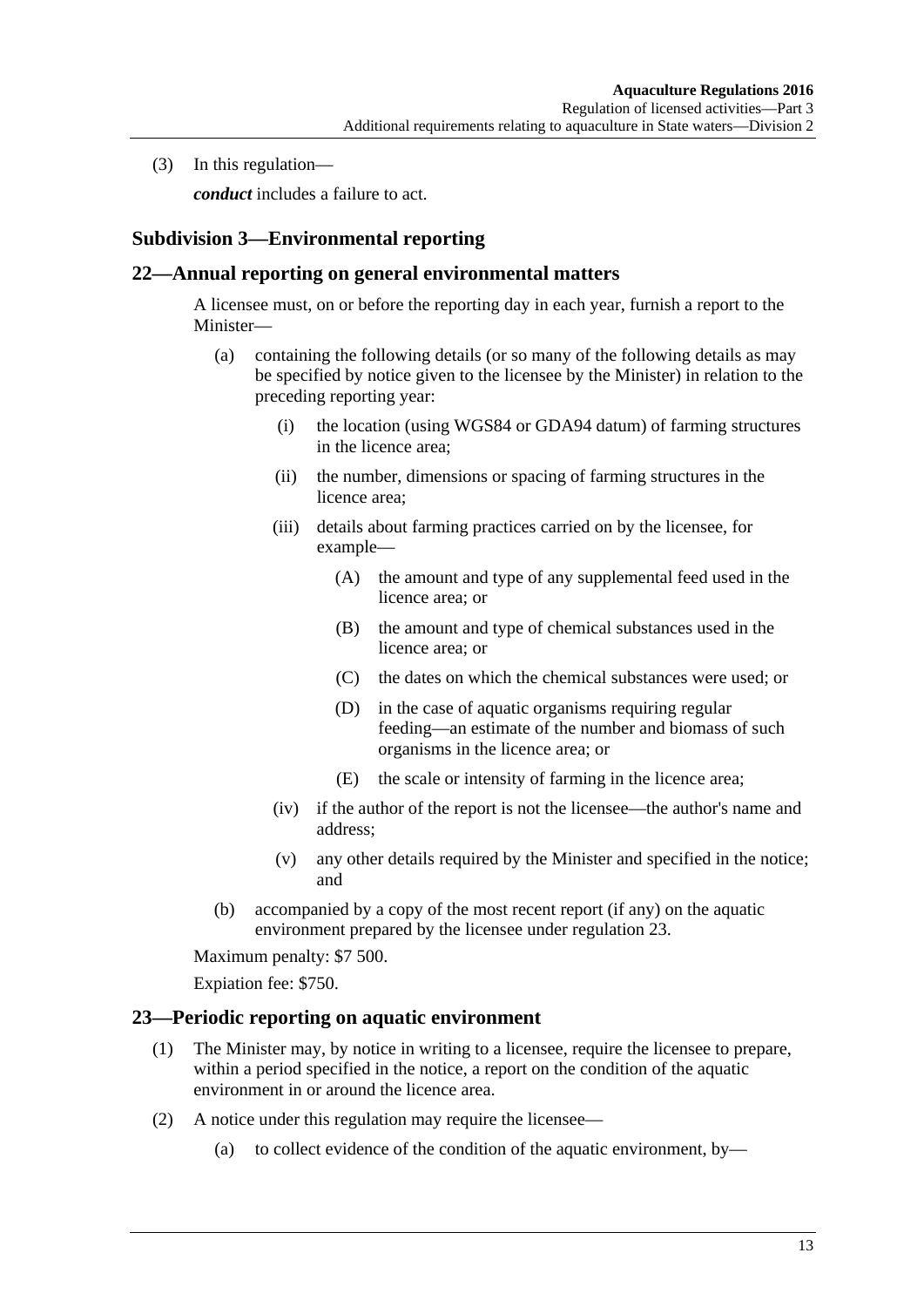(3) In this regulation—

***conduct*** includes a failure to act.

### Subdivision 3—Environmental reporting

## 22—Annual reporting on general environmental matters

A licensee must, on or before the reporting day in each year, furnish a report to the Minister—

- (a) containing the following details (or so many of the following details as may be specified by notice given to the licensee by the Minister) in relation to the preceding reporting year:
  - (i) the location (using WGS84 or GDA94 datum) of farming structures in the licence area;
  - (ii) the number, dimensions or spacing of farming structures in the licence area;
  - (iii) details about farming practices carried on by the licensee, for example—
    - (A) the amount and type of any supplemental feed used in the licence area; or
    - (B) the amount and type of chemical substances used in the licence area; or
    - (C) the dates on which the chemical substances were used; or
    - (D) in the case of aquatic organisms requiring regular feeding—an estimate of the number and biomass of such organisms in the licence area; or
    - (E) the scale or intensity of farming in the licence area;
  - (iv) if the author of the report is not the licensee—the author's name and address;
  - (v) any other details required by the Minister and specified in the notice; and
- (b) accompanied by a copy of the most recent report (if any) on the aquatic environment prepared by the licensee under regulation 23.

Maximum penalty: $7 500.

Expiation fee: $750.

## 23—Periodic reporting on aquatic environment

(1) The Minister may, by notice in writing to a licensee, require the licensee to prepare, within a period specified in the notice, a report on the condition of the aquatic environment in or around the licence area.

(2) A notice under this regulation may require the licensee—

- (a) to collect evidence of the condition of the aquatic environment, by—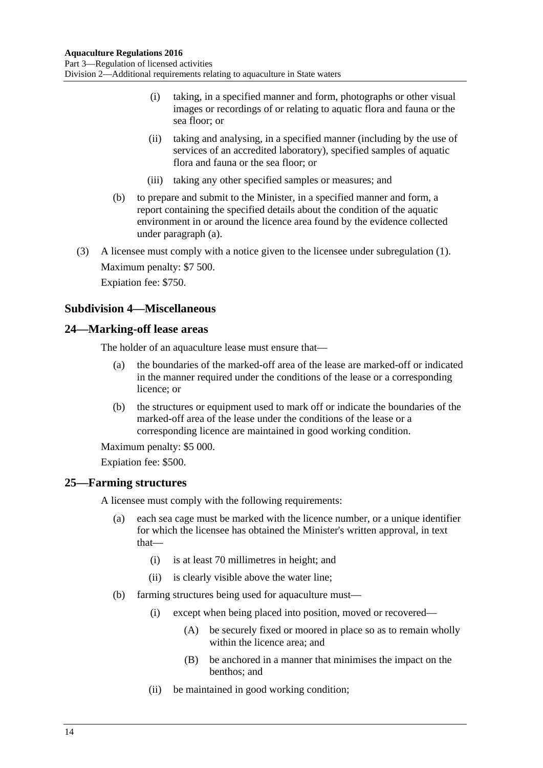(i) taking, in a specified manner and form, photographs or other visual images or recordings of or relating to aquatic flora and fauna or the sea floor; or

(ii) taking and analysing, in a specified manner (including by the use of services of an accredited laboratory), specified samples of aquatic flora and fauna or the sea floor; or

(iii) taking any other specified samples or measures; and

(b) to prepare and submit to the Minister, in a specified manner and form, a report containing the specified details about the condition of the aquatic environment in or around the licence area found by the evidence collected under paragraph (a).

(3) A licensee must comply with a notice given to the licensee under subregulation (1).

Maximum penalty: $7 500.

Expiation fee: $750.

### Subdivision 4—Miscellaneous

### 24—Marking-off lease areas

The holder of an aquaculture lease must ensure that—

(a) the boundaries of the marked-off area of the lease are marked-off or indicated in the manner required under the conditions of the lease or a corresponding licence; or

(b) the structures or equipment used to mark off or indicate the boundaries of the marked-off area of the lease under the conditions of the lease or a corresponding licence are maintained in good working condition.

Maximum penalty: $5 000.

Expiation fee: $500.

### 25—Farming structures

A licensee must comply with the following requirements:

(a) each sea cage must be marked with the licence number, or a unique identifier for which the licensee has obtained the Minister's written approval, in text that—

(i) is at least 70 millimetres in height; and

(ii) is clearly visible above the water line;

(b) farming structures being used for aquaculture must—

(i) except when being placed into position, moved or recovered—

(A) be securely fixed or moored in place so as to remain wholly within the licence area; and

(B) be anchored in a manner that minimises the impact on the benthos; and

(ii) be maintained in good working condition;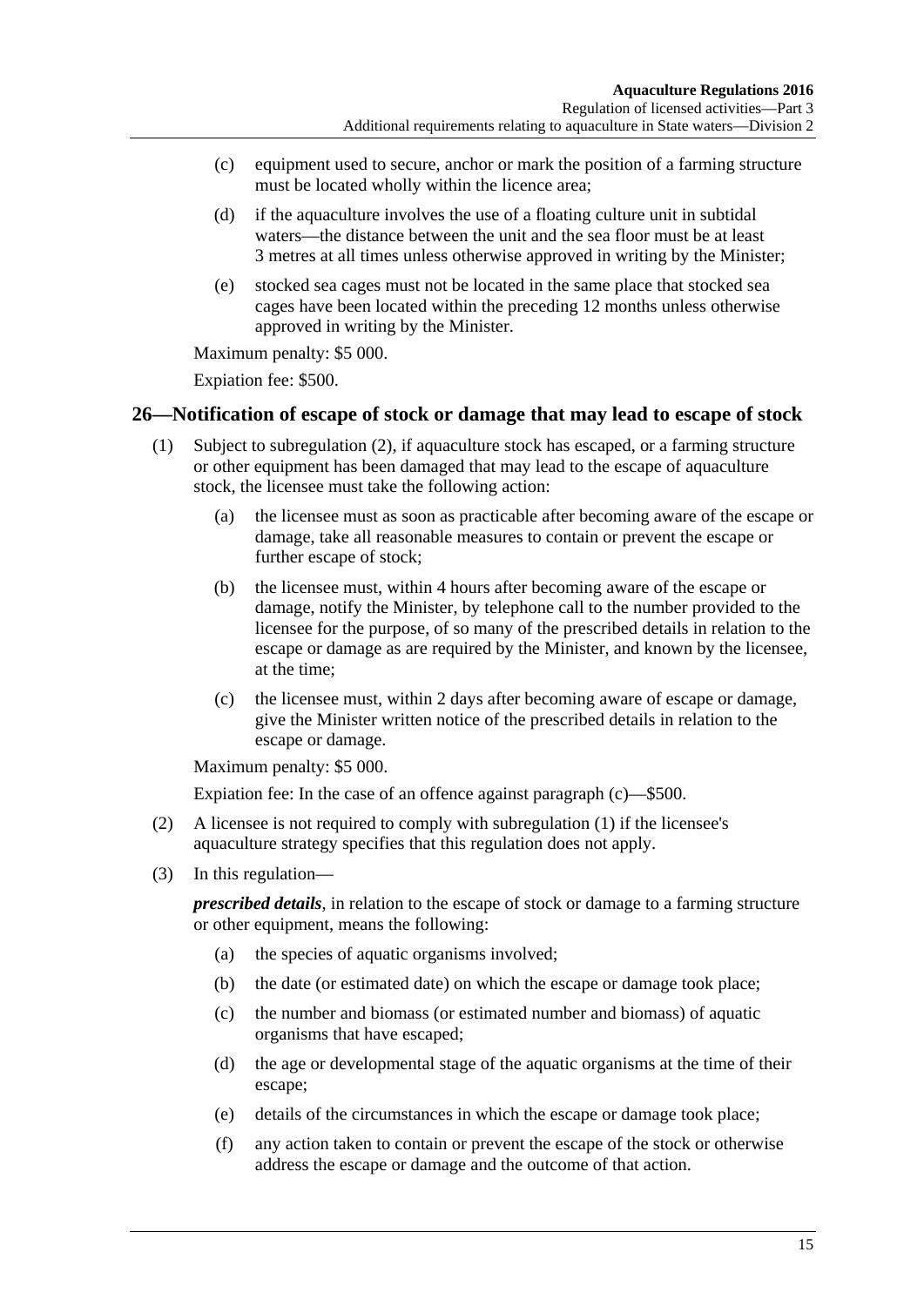(c) equipment used to secure, anchor or mark the position of a farming structure must be located wholly within the licence area;

(d) if the aquaculture involves the use of a floating culture unit in subtidal waters—the distance between the unit and the sea floor must be at least 3 metres at all times unless otherwise approved in writing by the Minister;

(e) stocked sea cages must not be located in the same place that stocked sea cages have been located within the preceding 12 months unless otherwise approved in writing by the Minister.

Maximum penalty: $5 000.

Expiation fee: $500.

## 26—Notification of escape of stock or damage that may lead to escape of stock

(1) Subject to subregulation (2), if aquaculture stock has escaped, or a farming structure or other equipment has been damaged that may lead to the escape of aquaculture stock, the licensee must take the following action:

(a) the licensee must as soon as practicable after becoming aware of the escape or damage, take all reasonable measures to contain or prevent the escape or further escape of stock;

(b) the licensee must, within 4 hours after becoming aware of the escape or damage, notify the Minister, by telephone call to the number provided to the licensee for the purpose, of so many of the prescribed details in relation to the escape or damage as are required by the Minister, and known by the licensee, at the time;

(c) the licensee must, within 2 days after becoming aware of escape or damage, give the Minister written notice of the prescribed details in relation to the escape or damage.

Maximum penalty: $5 000.

Expiation fee: In the case of an offence against paragraph (c)—$500.

(2) A licensee is not required to comply with subregulation (1) if the licensee's aquaculture strategy specifies that this regulation does not apply.

(3) In this regulation—

***prescribed details***, in relation to the escape of stock or damage to a farming structure or other equipment, means the following:

(a) the species of aquatic organisms involved;

(b) the date (or estimated date) on which the escape or damage took place;

(c) the number and biomass (or estimated number and biomass) of aquatic organisms that have escaped;

(d) the age or developmental stage of the aquatic organisms at the time of their escape;

(e) details of the circumstances in which the escape or damage took place;

(f) any action taken to contain or prevent the escape of the stock or otherwise address the escape or damage and the outcome of that action.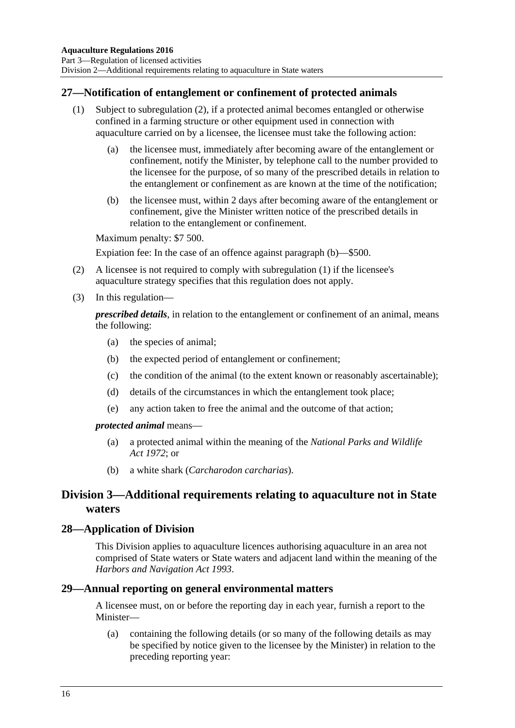## 27—Notification of entanglement or confinement of protected animals

(1) Subject to subregulation (2), if a protected animal becomes entangled or otherwise confined in a farming structure or other equipment used in connection with aquaculture carried on by a licensee, the licensee must take the following action:

(a) the licensee must, immediately after becoming aware of the entanglement or confinement, notify the Minister, by telephone call to the number provided to the licensee for the purpose, of so many of the prescribed details in relation to the entanglement or confinement as are known at the time of the notification;

(b) the licensee must, within 2 days after becoming aware of the entanglement or confinement, give the Minister written notice of the prescribed details in relation to the entanglement or confinement.

Maximum penalty: $7 500.

Expiation fee: In the case of an offence against paragraph (b)—$500.

(2) A licensee is not required to comply with subregulation (1) if the licensee's aquaculture strategy specifies that this regulation does not apply.

(3) In this regulation—

***prescribed details***, in relation to the entanglement or confinement of an animal, means the following:

(a) the species of animal;

(b) the expected period of entanglement or confinement;

(c) the condition of the animal (to the extent known or reasonably ascertainable);

(d) details of the circumstances in which the entanglement took place;

(e) any action taken to free the animal and the outcome of that action;

***protected animal*** means—

(a) a protected animal within the meaning of the *National Parks and Wildlife Act 1972*; or

(b) a white shark (*Carcharodon carcharias*).

# Division 3—Additional requirements relating to aquaculture not in State waters

## 28—Application of Division

This Division applies to aquaculture licences authorising aquaculture in an area not comprised of State waters or State waters and adjacent land within the meaning of the *Harbors and Navigation Act 1993*.

## 29—Annual reporting on general environmental matters

A licensee must, on or before the reporting day in each year, furnish a report to the Minister—

(a) containing the following details (or so many of the following details as may be specified by notice given to the licensee by the Minister) in relation to the preceding reporting year: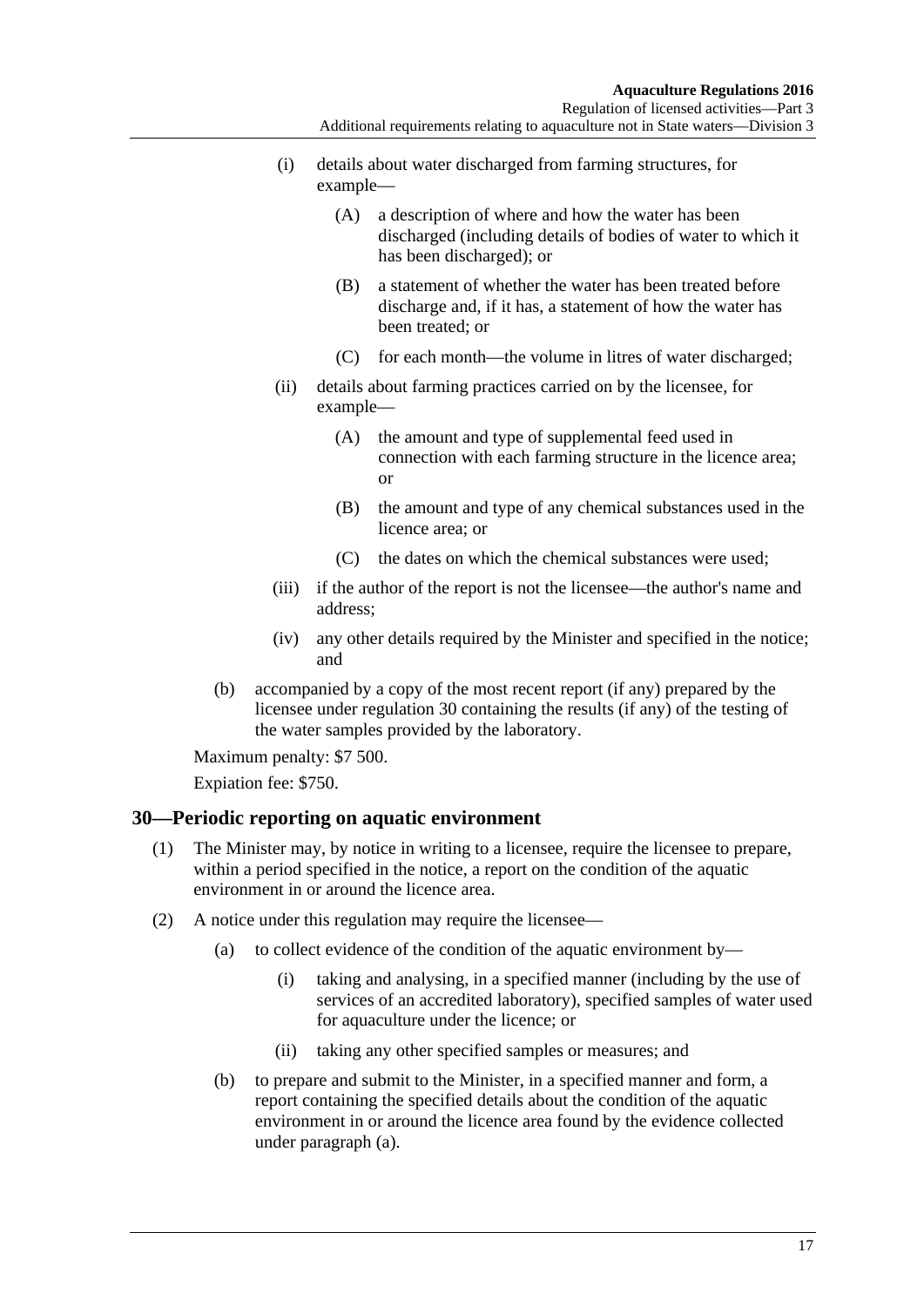(i) details about water discharged from farming structures, for example—

(A) a description of where and how the water has been discharged (including details of bodies of water to which it has been discharged); or

(B) a statement of whether the water has been treated before discharge and, if it has, a statement of how the water has been treated; or

(C) for each month—the volume in litres of water discharged;

(ii) details about farming practices carried on by the licensee, for example—

(A) the amount and type of supplemental feed used in connection with each farming structure in the licence area; or

(B) the amount and type of any chemical substances used in the licence area; or

(C) the dates on which the chemical substances were used;

(iii) if the author of the report is not the licensee—the author's name and address;

(iv) any other details required by the Minister and specified in the notice; and

(b) accompanied by a copy of the most recent report (if any) prepared by the licensee under regulation 30 containing the results (if any) of the testing of the water samples provided by the laboratory.

Maximum penalty: $7 500.

Expiation fee: $750.

## 30—Periodic reporting on aquatic environment

(1) The Minister may, by notice in writing to a licensee, require the licensee to prepare, within a period specified in the notice, a report on the condition of the aquatic environment in or around the licence area.

(2) A notice under this regulation may require the licensee—

(a) to collect evidence of the condition of the aquatic environment by—

(i) taking and analysing, in a specified manner (including by the use of services of an accredited laboratory), specified samples of water used for aquaculture under the licence; or

(ii) taking any other specified samples or measures; and

(b) to prepare and submit to the Minister, in a specified manner and form, a report containing the specified details about the condition of the aquatic environment in or around the licence area found by the evidence collected under paragraph (a).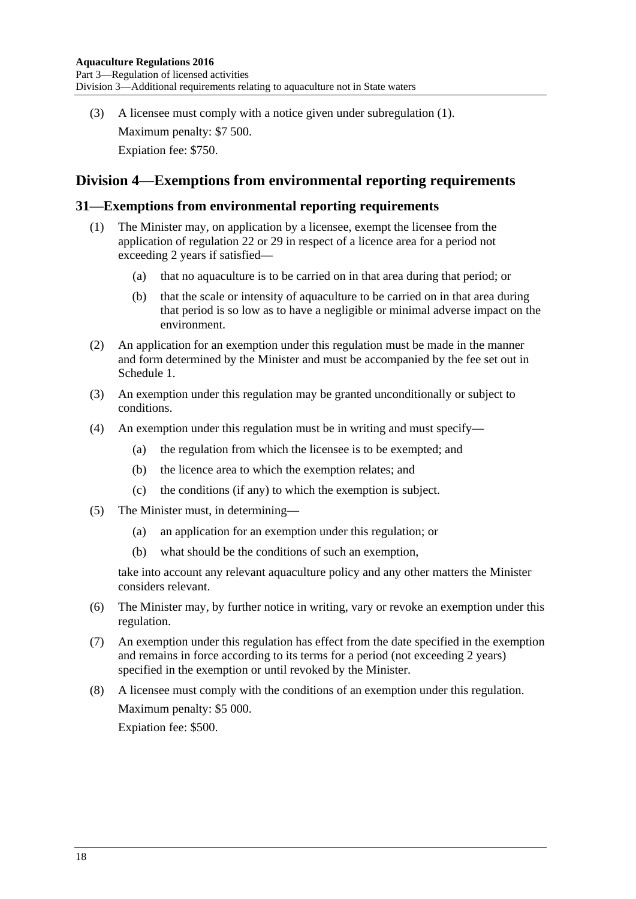(3) A licensee must comply with a notice given under subregulation (1).

Maximum penalty: $7 500.

Expiation fee: $750.

## Division 4—Exemptions from environmental reporting requirements

### 31—Exemptions from environmental reporting requirements

(1) The Minister may, on application by a licensee, exempt the licensee from the application of regulation 22 or 29 in respect of a licence area for a period not exceeding 2 years if satisfied—

(a) that no aquaculture is to be carried on in that area during that period; or

(b) that the scale or intensity of aquaculture to be carried on in that area during that period is so low as to have a negligible or minimal adverse impact on the environment.

(2) An application for an exemption under this regulation must be made in the manner and form determined by the Minister and must be accompanied by the fee set out in Schedule 1.

(3) An exemption under this regulation may be granted unconditionally or subject to conditions.

(4) An exemption under this regulation must be in writing and must specify—

(a) the regulation from which the licensee is to be exempted; and

(b) the licence area to which the exemption relates; and

(c) the conditions (if any) to which the exemption is subject.

(5) The Minister must, in determining—

(a) an application for an exemption under this regulation; or

(b) what should be the conditions of such an exemption,

take into account any relevant aquaculture policy and any other matters the Minister considers relevant.

(6) The Minister may, by further notice in writing, vary or revoke an exemption under this regulation.

(7) An exemption under this regulation has effect from the date specified in the exemption and remains in force according to its terms for a period (not exceeding 2 years) specified in the exemption or until revoked by the Minister.

(8) A licensee must comply with the conditions of an exemption under this regulation.

Maximum penalty: $5 000.

Expiation fee: $500.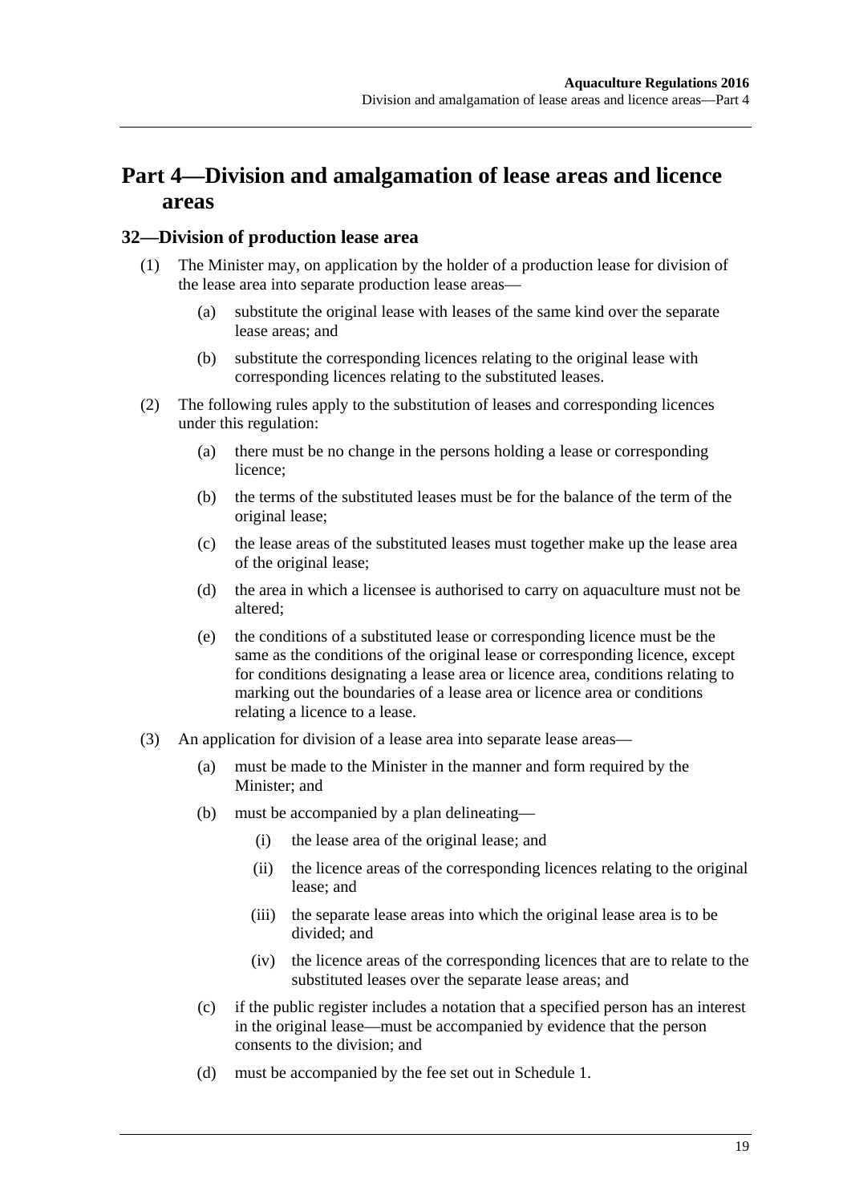# Part 4—Division and amalgamation of lease areas and licence areas

## 32—Division of production lease area

(1) The Minister may, on application by the holder of a production lease for division of the lease area into separate production lease areas—

   (a) substitute the original lease with leases of the same kind over the separate lease areas; and

   (b) substitute the corresponding licences relating to the original lease with corresponding licences relating to the substituted leases.

(2) The following rules apply to the substitution of leases and corresponding licences under this regulation:

   (a) there must be no change in the persons holding a lease or corresponding licence;

   (b) the terms of the substituted leases must be for the balance of the term of the original lease;

   (c) the lease areas of the substituted leases must together make up the lease area of the original lease;

   (d) the area in which a licensee is authorised to carry on aquaculture must not be altered;

   (e) the conditions of a substituted lease or corresponding licence must be the same as the conditions of the original lease or corresponding licence, except for conditions designating a lease area or licence area, conditions relating to marking out the boundaries of a lease area or licence area or conditions relating a licence to a lease.

(3) An application for division of a lease area into separate lease areas—

   (a) must be made to the Minister in the manner and form required by the Minister; and

   (b) must be accompanied by a plan delineating—

      (i) the lease area of the original lease; and

      (ii) the licence areas of the corresponding licences relating to the original lease; and

      (iii) the separate lease areas into which the original lease area is to be divided; and

      (iv) the licence areas of the corresponding licences that are to relate to the substituted leases over the separate lease areas; and

   (c) if the public register includes a notation that a specified person has an interest in the original lease—must be accompanied by evidence that the person consents to the division; and

   (d) must be accompanied by the fee set out in Schedule 1.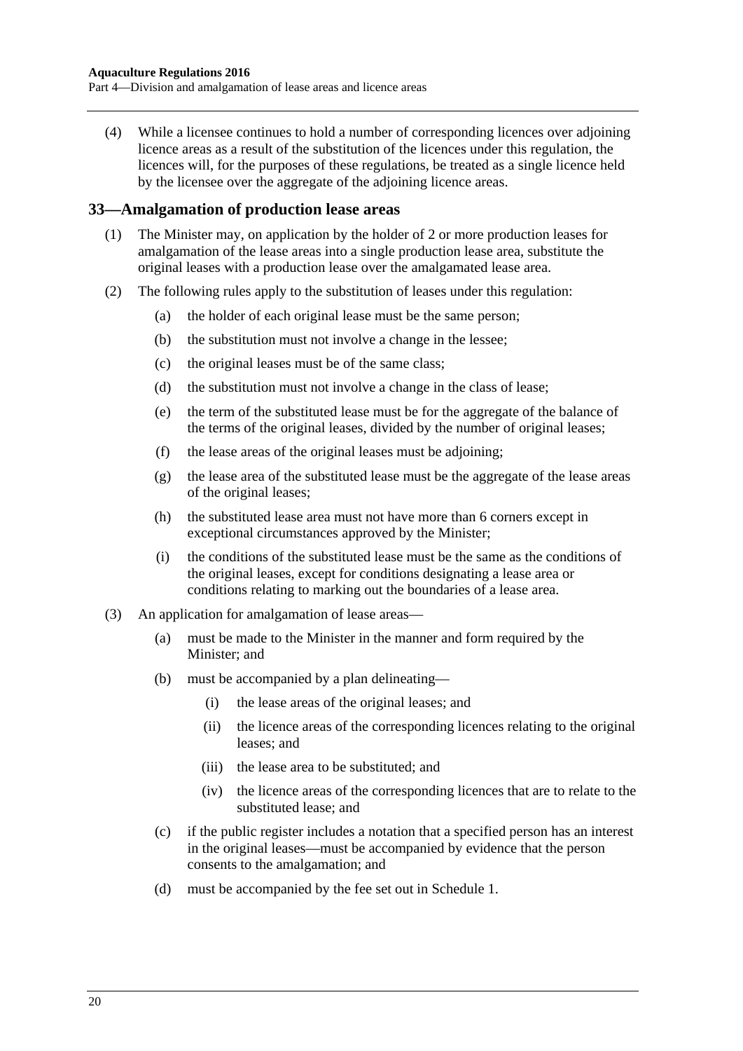(4) While a licensee continues to hold a number of corresponding licences over adjoining licence areas as a result of the substitution of the licences under this regulation, the licences will, for the purposes of these regulations, be treated as a single licence held by the licensee over the aggregate of the adjoining licence areas.

## 33—Amalgamation of production lease areas

(1) The Minister may, on application by the holder of 2 or more production leases for amalgamation of the lease areas into a single production lease area, substitute the original leases with a production lease over the amalgamated lease area.

(2) The following rules apply to the substitution of leases under this regulation:

- (a) the holder of each original lease must be the same person;
- (b) the substitution must not involve a change in the lessee;
- (c) the original leases must be of the same class;
- (d) the substitution must not involve a change in the class of lease;
- (e) the term of the substituted lease must be for the aggregate of the balance of the terms of the original leases, divided by the number of original leases;
- (f) the lease areas of the original leases must be adjoining;
- (g) the lease area of the substituted lease must be the aggregate of the lease areas of the original leases;
- (h) the substituted lease area must not have more than 6 corners except in exceptional circumstances approved by the Minister;
- (i) the conditions of the substituted lease must be the same as the conditions of the original leases, except for conditions designating a lease area or conditions relating to marking out the boundaries of a lease area.

(3) An application for amalgamation of lease areas—

- (a) must be made to the Minister in the manner and form required by the Minister; and
- (b) must be accompanied by a plan delineating—
  - (i) the lease areas of the original leases; and
  - (ii) the licence areas of the corresponding licences relating to the original leases; and
  - (iii) the lease area to be substituted; and
  - (iv) the licence areas of the corresponding licences that are to relate to the substituted lease; and
- (c) if the public register includes a notation that a specified person has an interest in the original leases—must be accompanied by evidence that the person consents to the amalgamation; and
- (d) must be accompanied by the fee set out in Schedule 1.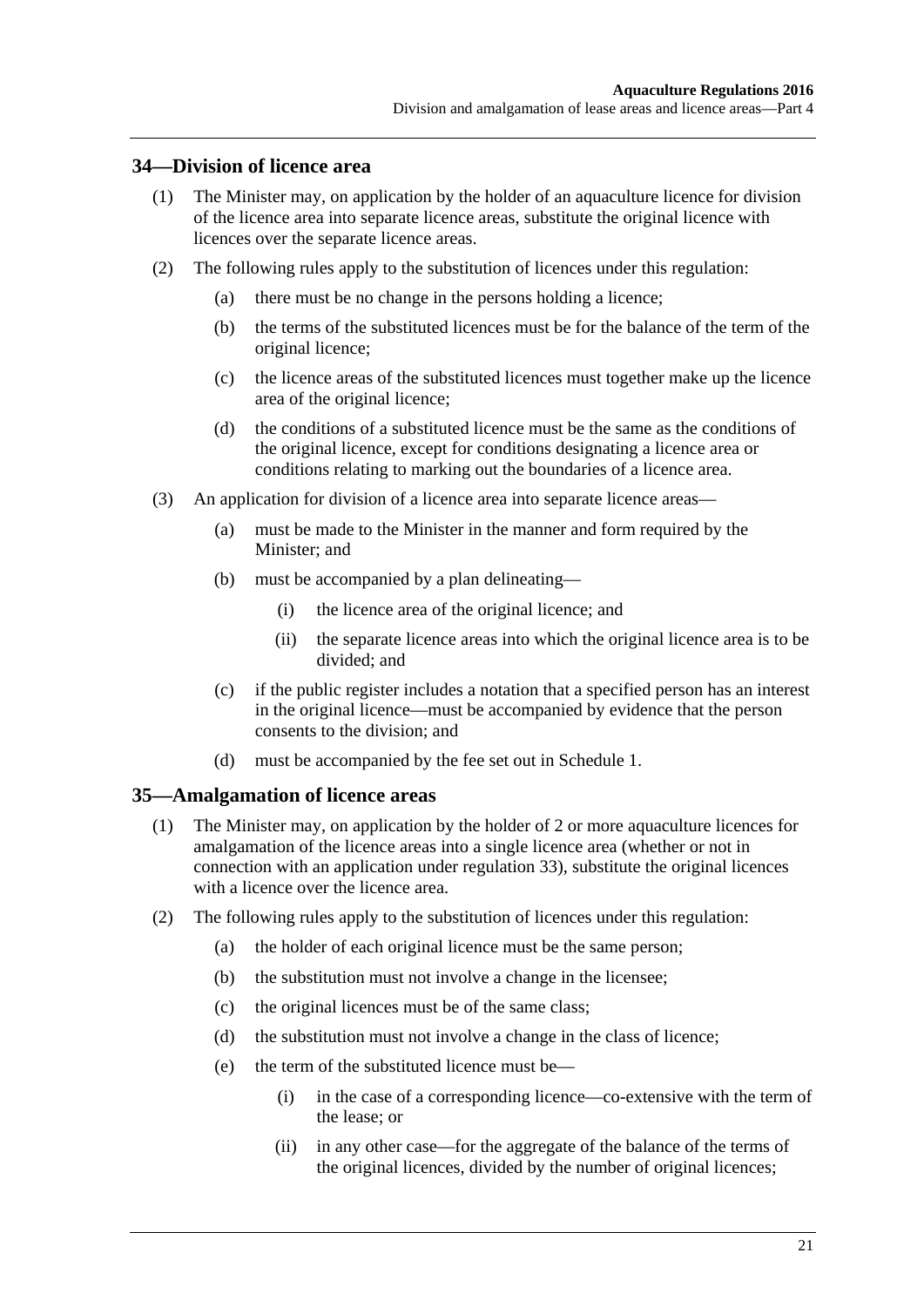## 34—Division of licence area

(1) The Minister may, on application by the holder of an aquaculture licence for division of the licence area into separate licence areas, substitute the original licence with licences over the separate licence areas.

(2) The following rules apply to the substitution of licences under this regulation:

- (a) there must be no change in the persons holding a licence;
- (b) the terms of the substituted licences must be for the balance of the term of the original licence;
- (c) the licence areas of the substituted licences must together make up the licence area of the original licence;
- (d) the conditions of a substituted licence must be the same as the conditions of the original licence, except for conditions designating a licence area or conditions relating to marking out the boundaries of a licence area.

(3) An application for division of a licence area into separate licence areas—

- (a) must be made to the Minister in the manner and form required by the Minister; and
- (b) must be accompanied by a plan delineating—
  - (i) the licence area of the original licence; and
  - (ii) the separate licence areas into which the original licence area is to be divided; and
- (c) if the public register includes a notation that a specified person has an interest in the original licence—must be accompanied by evidence that the person consents to the division; and
- (d) must be accompanied by the fee set out in Schedule 1.

## 35—Amalgamation of licence areas

(1) The Minister may, on application by the holder of 2 or more aquaculture licences for amalgamation of the licence areas into a single licence area (whether or not in connection with an application under regulation 33), substitute the original licences with a licence over the licence area.

(2) The following rules apply to the substitution of licences under this regulation:

- (a) the holder of each original licence must be the same person;
- (b) the substitution must not involve a change in the licensee;
- (c) the original licences must be of the same class;
- (d) the substitution must not involve a change in the class of licence;
- (e) the term of the substituted licence must be—
  - (i) in the case of a corresponding licence—co-extensive with the term of the lease; or
  - (ii) in any other case—for the aggregate of the balance of the terms of the original licences, divided by the number of original licences;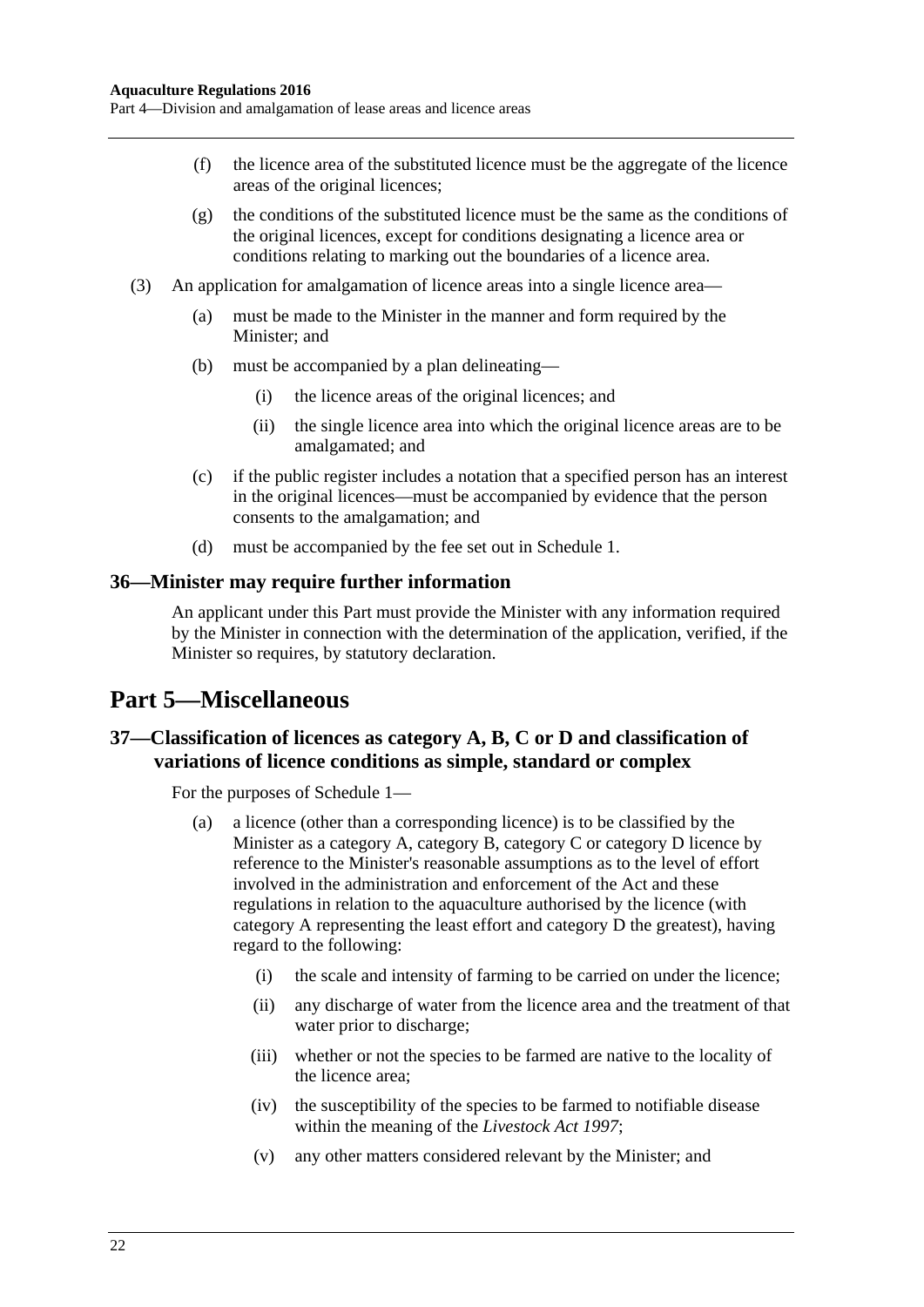(f) the licence area of the substituted licence must be the aggregate of the licence areas of the original licences;

(g) the conditions of the substituted licence must be the same as the conditions of the original licences, except for conditions designating a licence area or conditions relating to marking out the boundaries of a licence area.

(3) An application for amalgamation of licence areas into a single licence area—

(a) must be made to the Minister in the manner and form required by the Minister; and

(b) must be accompanied by a plan delineating—

(i) the licence areas of the original licences; and

(ii) the single licence area into which the original licence areas are to be amalgamated; and

(c) if the public register includes a notation that a specified person has an interest in the original licences—must be accompanied by evidence that the person consents to the amalgamation; and

(d) must be accompanied by the fee set out in Schedule 1.

### 36—Minister may require further information

An applicant under this Part must provide the Minister with any information required by the Minister in connection with the determination of the application, verified, if the Minister so requires, by statutory declaration.

## Part 5—Miscellaneous

### 37—Classification of licences as category A, B, C or D and classification of variations of licence conditions as simple, standard or complex

For the purposes of Schedule 1—

(a) a licence (other than a corresponding licence) is to be classified by the Minister as a category A, category B, category C or category D licence by reference to the Minister's reasonable assumptions as to the level of effort involved in the administration and enforcement of the Act and these regulations in relation to the aquaculture authorised by the licence (with category A representing the least effort and category D the greatest), having regard to the following:

(i) the scale and intensity of farming to be carried on under the licence;

(ii) any discharge of water from the licence area and the treatment of that water prior to discharge;

(iii) whether or not the species to be farmed are native to the locality of the licence area;

(iv) the susceptibility of the species to be farmed to notifiable disease within the meaning of the *Livestock Act 1997*;

(v) any other matters considered relevant by the Minister; and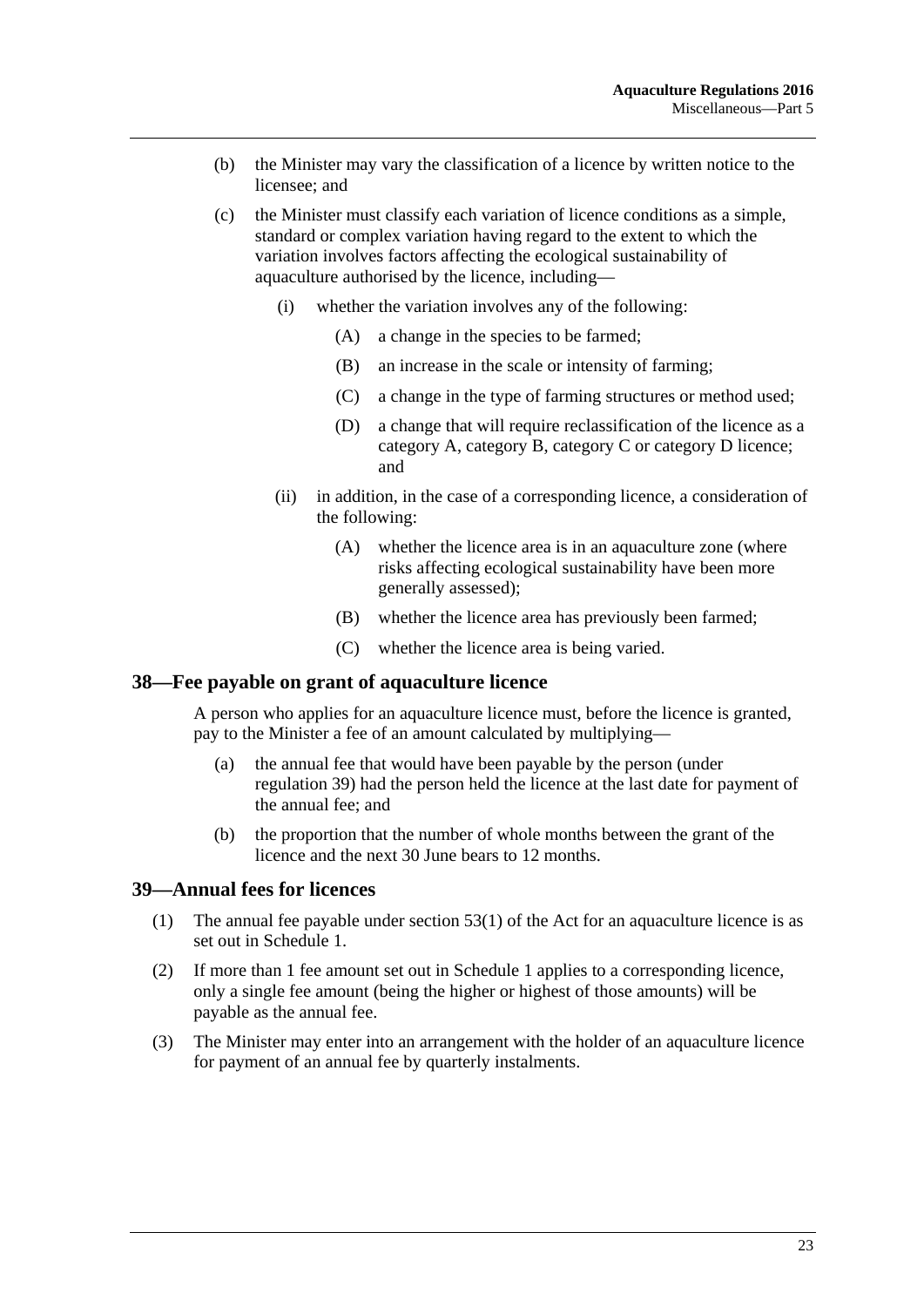(b) the Minister may vary the classification of a licence by written notice to the licensee; and

(c) the Minister must classify each variation of licence conditions as a simple, standard or complex variation having regard to the extent to which the variation involves factors affecting the ecological sustainability of aquaculture authorised by the licence, including—

  (i) whether the variation involves any of the following:

    (A) a change in the species to be farmed;

    (B) an increase in the scale or intensity of farming;

    (C) a change in the type of farming structures or method used;

    (D) a change that will require reclassification of the licence as a category A, category B, category C or category D licence; and

  (ii) in addition, in the case of a corresponding licence, a consideration of the following:

    (A) whether the licence area is in an aquaculture zone (where risks affecting ecological sustainability have been more generally assessed);

    (B) whether the licence area has previously been farmed;

    (C) whether the licence area is being varied.

## 38—Fee payable on grant of aquaculture licence

A person who applies for an aquaculture licence must, before the licence is granted, pay to the Minister a fee of an amount calculated by multiplying—

(a) the annual fee that would have been payable by the person (under regulation 39) had the person held the licence at the last date for payment of the annual fee; and

(b) the proportion that the number of whole months between the grant of the licence and the next 30 June bears to 12 months.

## 39—Annual fees for licences

(1) The annual fee payable under section 53(1) of the Act for an aquaculture licence is as set out in Schedule 1.

(2) If more than 1 fee amount set out in Schedule 1 applies to a corresponding licence, only a single fee amount (being the higher or highest of those amounts) will be payable as the annual fee.

(3) The Minister may enter into an arrangement with the holder of an aquaculture licence for payment of an annual fee by quarterly instalments.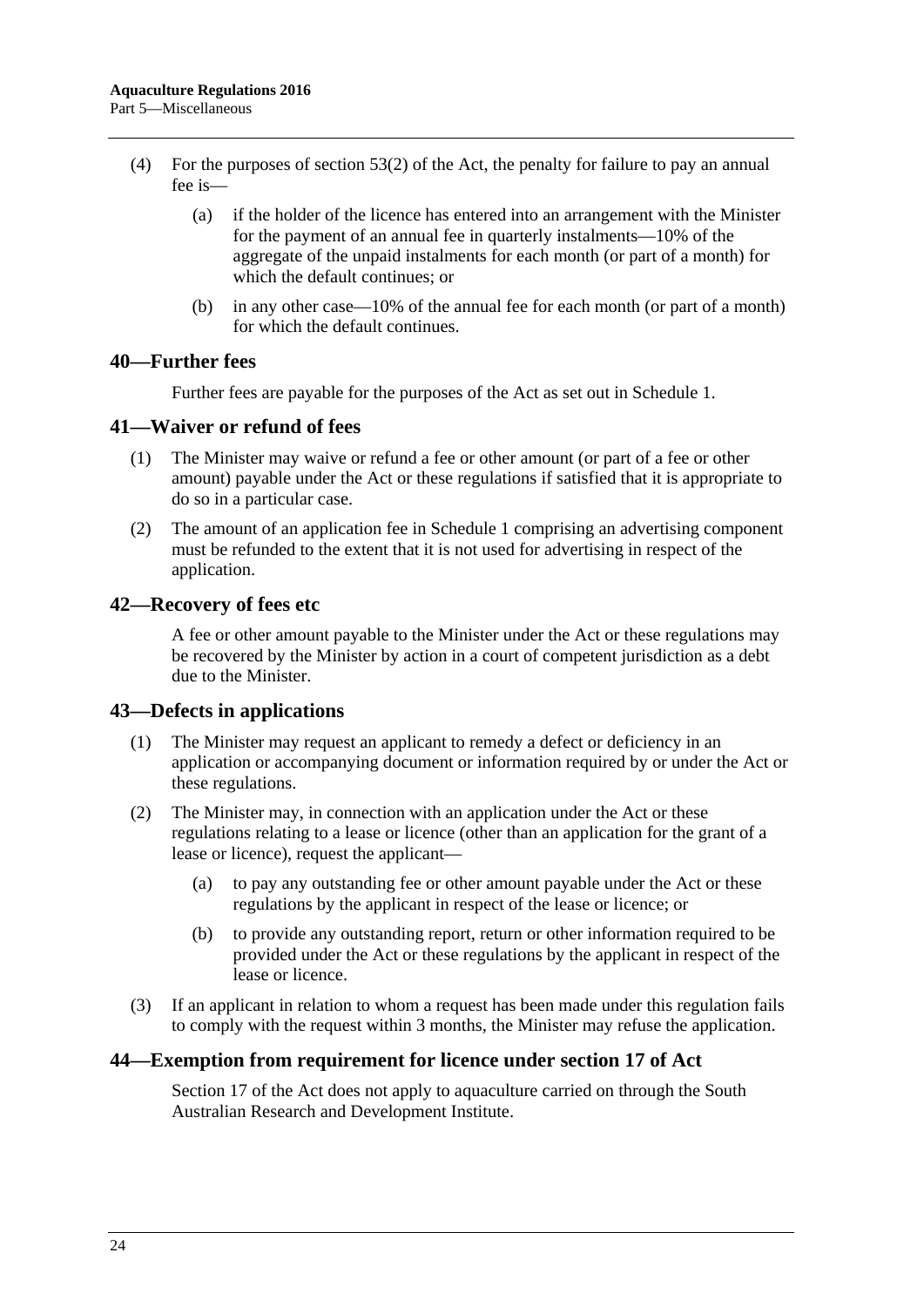(4) For the purposes of section 53(2) of the Act, the penalty for failure to pay an annual fee is—

(a) if the holder of the licence has entered into an arrangement with the Minister for the payment of an annual fee in quarterly instalments—10% of the aggregate of the unpaid instalments for each month (or part of a month) for which the default continues; or

(b) in any other case—10% of the annual fee for each month (or part of a month) for which the default continues.

## 40—Further fees

Further fees are payable for the purposes of the Act as set out in Schedule 1.

## 41—Waiver or refund of fees

(1) The Minister may waive or refund a fee or other amount (or part of a fee or other amount) payable under the Act or these regulations if satisfied that it is appropriate to do so in a particular case.

(2) The amount of an application fee in Schedule 1 comprising an advertising component must be refunded to the extent that it is not used for advertising in respect of the application.

## 42—Recovery of fees etc

A fee or other amount payable to the Minister under the Act or these regulations may be recovered by the Minister by action in a court of competent jurisdiction as a debt due to the Minister.

## 43—Defects in applications

(1) The Minister may request an applicant to remedy a defect or deficiency in an application or accompanying document or information required by or under the Act or these regulations.

(2) The Minister may, in connection with an application under the Act or these regulations relating to a lease or licence (other than an application for the grant of a lease or licence), request the applicant—

(a) to pay any outstanding fee or other amount payable under the Act or these regulations by the applicant in respect of the lease or licence; or

(b) to provide any outstanding report, return or other information required to be provided under the Act or these regulations by the applicant in respect of the lease or licence.

(3) If an applicant in relation to whom a request has been made under this regulation fails to comply with the request within 3 months, the Minister may refuse the application.

## 44—Exemption from requirement for licence under section 17 of Act

Section 17 of the Act does not apply to aquaculture carried on through the South Australian Research and Development Institute.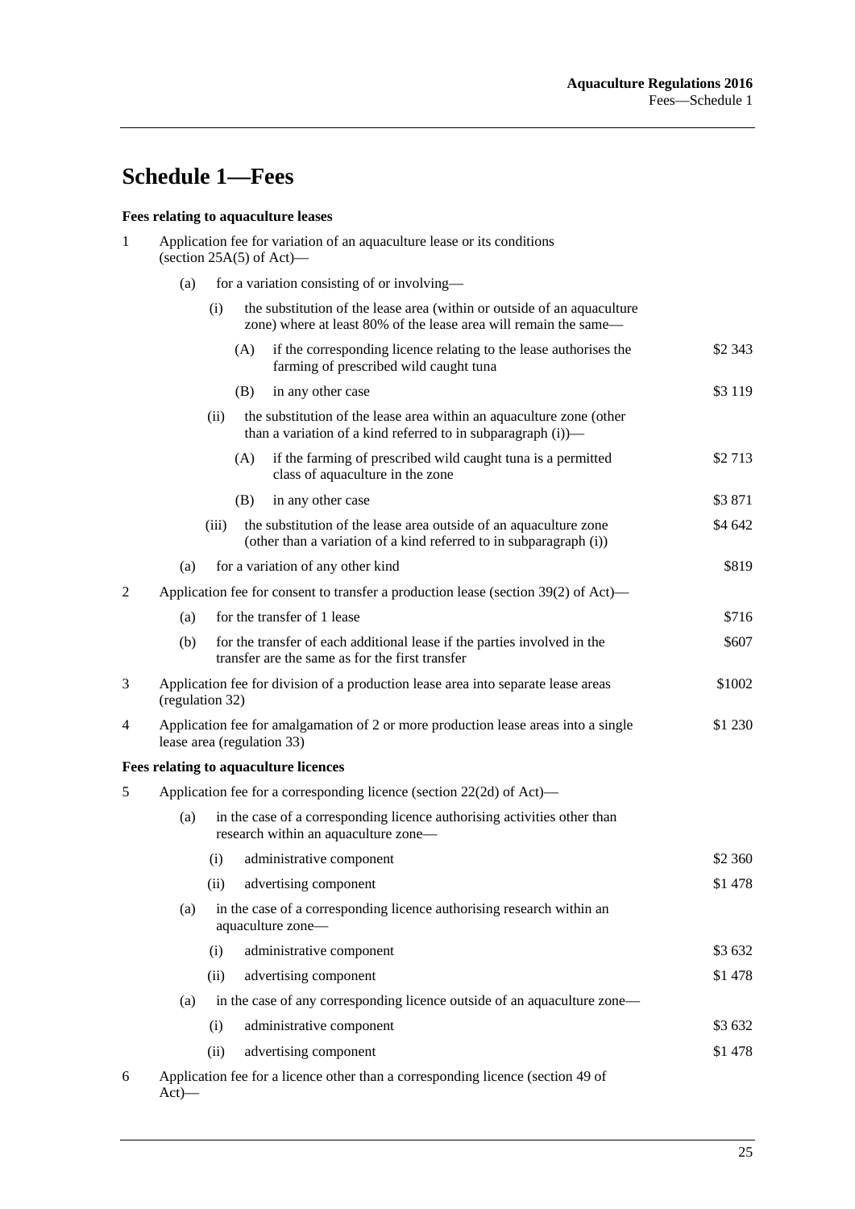# Schedule 1—Fees

**Fees relating to aquaculture leases**

1 Application fee for variation of an aquaculture lease or its conditions (section 25A(5) of Act)—

(a) for a variation consisting of or involving—

(i) the substitution of the lease area (within or outside of an aquaculture zone) where at least 80% of the lease area will remain the same—

(A) if the corresponding licence relating to the lease authorises the farming of prescribed wild caught tuna — $2 343

(B) in any other case — $3 119

(ii) the substitution of the lease area within an aquaculture zone (other than a variation of a kind referred to in subparagraph (i))—

(A) if the farming of prescribed wild caught tuna is a permitted class of aquaculture in the zone — $2 713

(B) in any other case — $3 871

(iii) the substitution of the lease area outside of an aquaculture zone (other than a variation of a kind referred to in subparagraph (i)) — $4 642

(a) for a variation of any other kind — $819

2 Application fee for consent to transfer a production lease (section 39(2) of Act)—

(a) for the transfer of 1 lease — $716

(b) for the transfer of each additional lease if the parties involved in the transfer are the same as for the first transfer — $607

3 Application fee for division of a production lease area into separate lease areas (regulation 32) — $1002

4 Application fee for amalgamation of 2 or more production lease areas into a single lease area (regulation 33) — $1 230

**Fees relating to aquaculture licences**

5 Application fee for a corresponding licence (section 22(2d) of Act)—

(a) in the case of a corresponding licence authorising activities other than research within an aquaculture zone—

(i) administrative component — $2 360

(ii) advertising component — $1 478

(a) in the case of a corresponding licence authorising research within an aquaculture zone—

(i) administrative component — $3 632

(ii) advertising component — $1 478

(a) in the case of any corresponding licence outside of an aquaculture zone—

(i) administrative component — $3 632

(ii) advertising component — $1 478

6 Application fee for a licence other than a corresponding licence (section 49 of Act)—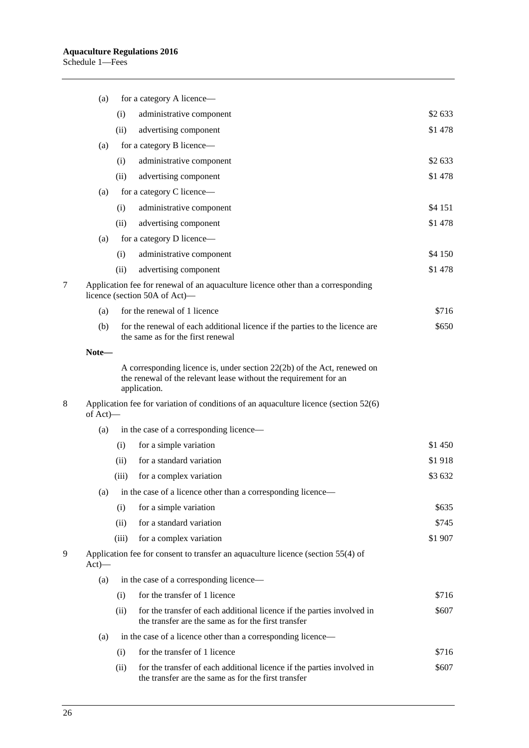| | | |
|---|---|---|
| | (a) for a category A licence— | |
| | (i) administrative component | \$2 633 |
| | (ii) advertising component | \$1 478 |
| | (a) for a category B licence— | |
| | (i) administrative component | \$2 633 |
| | (ii) advertising component | \$1 478 |
| | (a) for a category C licence— | |
| | (i) administrative component | \$4 151 |
| | (ii) advertising component | \$1 478 |
| | (a) for a category D licence— | |
| | (i) administrative component | \$4 150 |
| | (ii) advertising component | \$1 478 |
| 7 | Application fee for renewal of an aquaculture licence other than a corresponding licence (section 50A of Act)— | |
| | (a) for the renewal of 1 licence | \$716 |
| | (b) for the renewal of each additional licence if the parties to the licence are the same as for the first renewal | \$650 |
| | **Note—** | |
| | A corresponding licence is, under section 22(2b) of the Act, renewed on the renewal of the relevant lease without the requirement for an application. | |
| 8 | Application fee for variation of conditions of an aquaculture licence (section 52(6) of Act)— | |
| | (a) in the case of a corresponding licence— | |
| | (i) for a simple variation | \$1 450 |
| | (ii) for a standard variation | \$1 918 |
| | (iii) for a complex variation | \$3 632 |
| | (a) in the case of a licence other than a corresponding licence— | |
| | (i) for a simple variation | \$635 |
| | (ii) for a standard variation | \$745 |
| | (iii) for a complex variation | \$1 907 |
| 9 | Application fee for consent to transfer an aquaculture licence (section 55(4) of Act)— | |
| | (a) in the case of a corresponding licence— | |
| | (i) for the transfer of 1 licence | \$716 |
| | (ii) for the transfer of each additional licence if the parties involved in the transfer are the same as for the first transfer | \$607 |
| | (a) in the case of a licence other than a corresponding licence— | |
| | (i) for the transfer of 1 licence | \$716 |
| | (ii) for the transfer of each additional licence if the parties involved in the transfer are the same as for the first transfer | \$607 |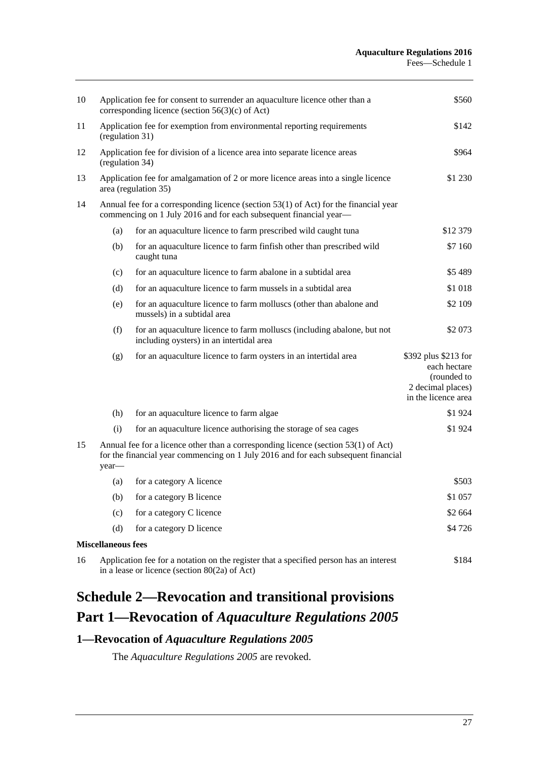| | | | |
|---|---|---|---|
| 10 | Application fee for consent to surrender an aquaculture licence other than a corresponding licence (section 56(3)(c) of Act) | | $560 |
| 11 | Application fee for exemption from environmental reporting requirements (regulation 31) | | $142 |
| 12 | Application fee for division of a licence area into separate licence areas (regulation 34) | | $964 |
| 13 | Application fee for amalgamation of 2 or more licence areas into a single licence area (regulation 35) | | $1 230 |
| 14 | Annual fee for a corresponding licence (section 53(1) of Act) for the financial year commencing on 1 July 2016 and for each subsequent financial year— | | |
| | (a) | for an aquaculture licence to farm prescribed wild caught tuna | $12 379 |
| | (b) | for an aquaculture licence to farm finfish other than prescribed wild caught tuna | $7 160 |
| | (c) | for an aquaculture licence to farm abalone in a subtidal area | $5 489 |
| | (d) | for an aquaculture licence to farm mussels in a subtidal area | $1 018 |
| | (e) | for an aquaculture licence to farm molluscs (other than abalone and mussels) in a subtidal area | $2 109 |
| | (f) | for an aquaculture licence to farm molluscs (including abalone, but not including oysters) in an intertidal area | $2 073 |
| | (g) | for an aquaculture licence to farm oysters in an intertidal area | $392 plus $213 for each hectare (rounded to 2 decimal places) in the licence area |
| | (h) | for an aquaculture licence to farm algae | $1 924 |
| | (i) | for an aquaculture licence authorising the storage of sea cages | $1 924 |
| 15 | Annual fee for a licence other than a corresponding licence (section 53(1) of Act) for the financial year commencing on 1 July 2016 and for each subsequent financial year— | | |
| | (a) | for a category A licence | $503 |
| | (b) | for a category B licence | $1 057 |
| | (c) | for a category C licence | $2 664 |
| | (d) | for a category D licence | $4 726 |
| **Miscellaneous fees** | | | |
| 16 | Application fee for a notation on the register that a specified person has an interest in a lease or licence (section 80(2a) of Act) | | $184 |

# Schedule 2—Revocation and transitional provisions

# Part 1—Revocation of *Aquaculture Regulations 2005*

## 1—Revocation of *Aquaculture Regulations 2005*

The *Aquaculture Regulations 2005* are revoked.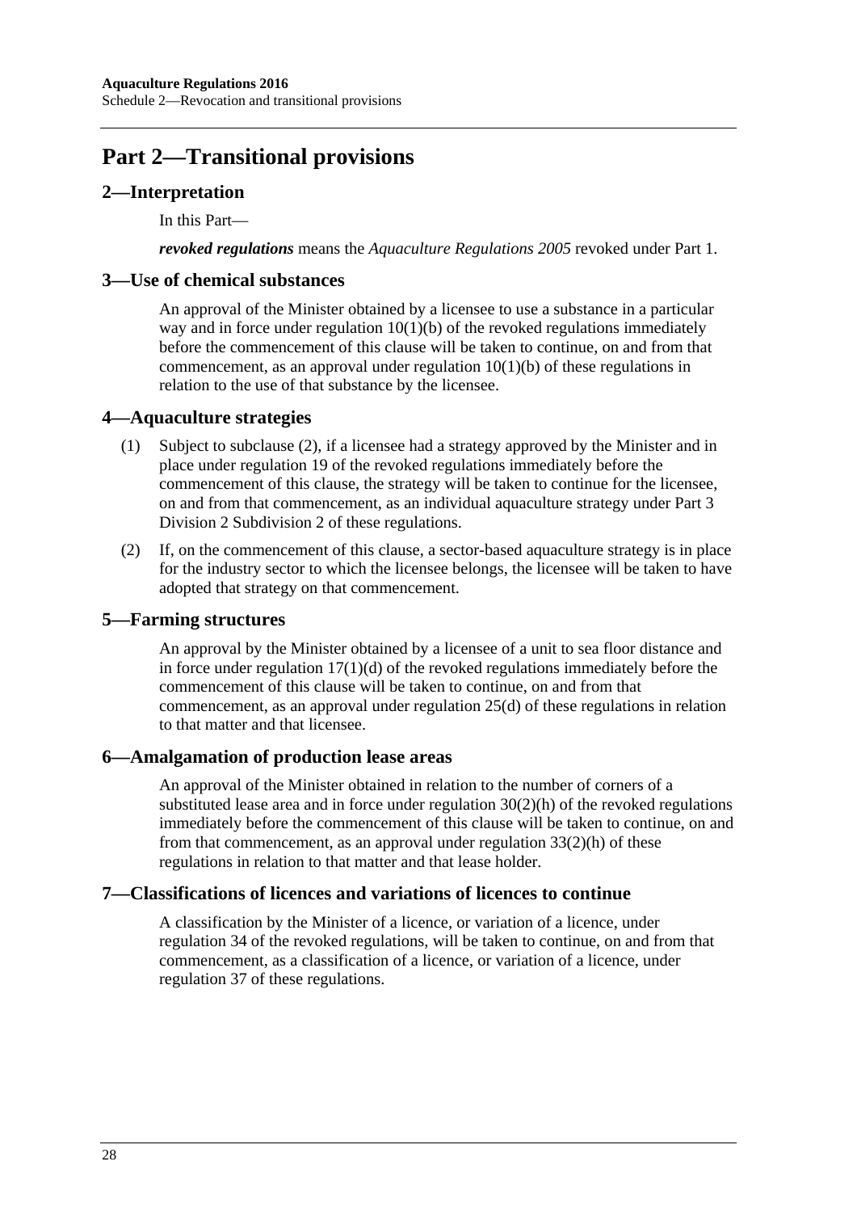# Part 2—Transitional provisions

## 2—Interpretation

In this Part—

***revoked regulations*** means the *Aquaculture Regulations 2005* revoked under Part 1.

## 3—Use of chemical substances

An approval of the Minister obtained by a licensee to use a substance in a particular way and in force under regulation 10(1)(b) of the revoked regulations immediately before the commencement of this clause will be taken to continue, on and from that commencement, as an approval under regulation 10(1)(b) of these regulations in relation to the use of that substance by the licensee.

## 4—Aquaculture strategies

(1) Subject to subclause (2), if a licensee had a strategy approved by the Minister and in place under regulation 19 of the revoked regulations immediately before the commencement of this clause, the strategy will be taken to continue for the licensee, on and from that commencement, as an individual aquaculture strategy under Part 3 Division 2 Subdivision 2 of these regulations.

(2) If, on the commencement of this clause, a sector-based aquaculture strategy is in place for the industry sector to which the licensee belongs, the licensee will be taken to have adopted that strategy on that commencement.

## 5—Farming structures

An approval by the Minister obtained by a licensee of a unit to sea floor distance and in force under regulation 17(1)(d) of the revoked regulations immediately before the commencement of this clause will be taken to continue, on and from that commencement, as an approval under regulation 25(d) of these regulations in relation to that matter and that licensee.

## 6—Amalgamation of production lease areas

An approval of the Minister obtained in relation to the number of corners of a substituted lease area and in force under regulation 30(2)(h) of the revoked regulations immediately before the commencement of this clause will be taken to continue, on and from that commencement, as an approval under regulation 33(2)(h) of these regulations in relation to that matter and that lease holder.

## 7—Classifications of licences and variations of licences to continue

A classification by the Minister of a licence, or variation of a licence, under regulation 34 of the revoked regulations, will be taken to continue, on and from that commencement, as a classification of a licence, or variation of a licence, under regulation 37 of these regulations.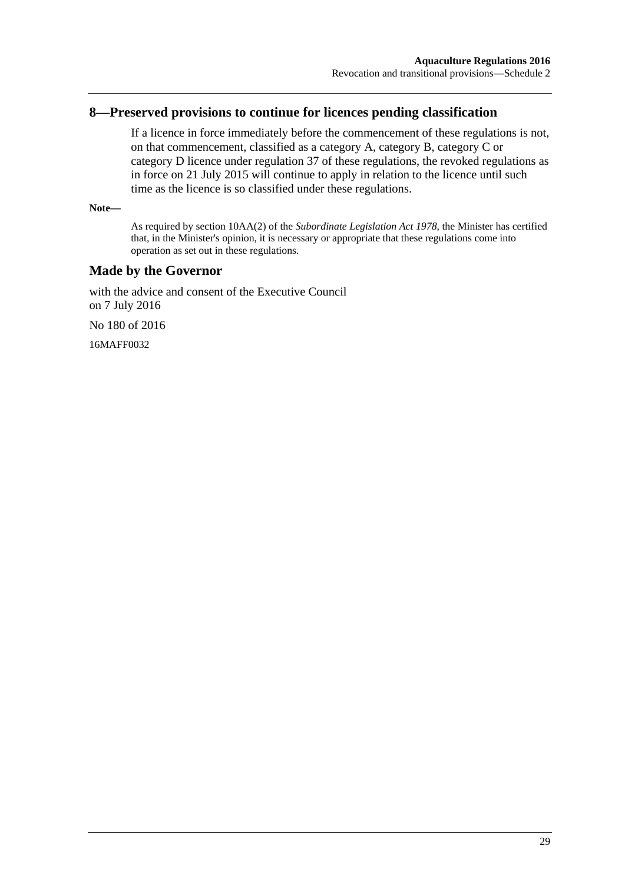## 8—Preserved provisions to continue for licences pending classification

If a licence in force immediately before the commencement of these regulations is not, on that commencement, classified as a category A, category B, category C or category D licence under regulation 37 of these regulations, the revoked regulations as in force on 21 July 2015 will continue to apply in relation to the licence until such time as the licence is so classified under these regulations.

**Note—**

As required by section 10AA(2) of the *Subordinate Legislation Act 1978*, the Minister has certified that, in the Minister's opinion, it is necessary or appropriate that these regulations come into operation as set out in these regulations.

## Made by the Governor

with the advice and consent of the Executive Council
on 7 July 2016

No 180 of 2016

16MAFF0032